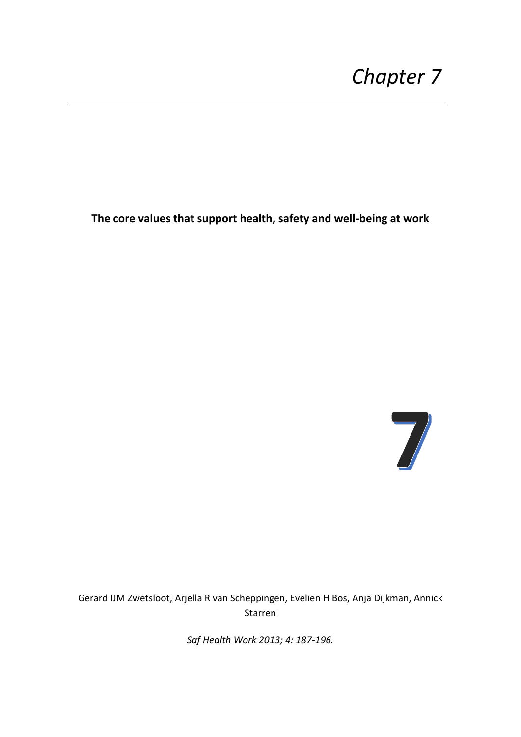# Chapter 7

**The core values that support health, safety and well-being at work**

7

Gerard IJM Zwetsloot, Arjella R van Scheppingen, Evelien H Bos, Anja Dijkman, Annick Starren

*Saf Health Work 2013; 4: 187-196.*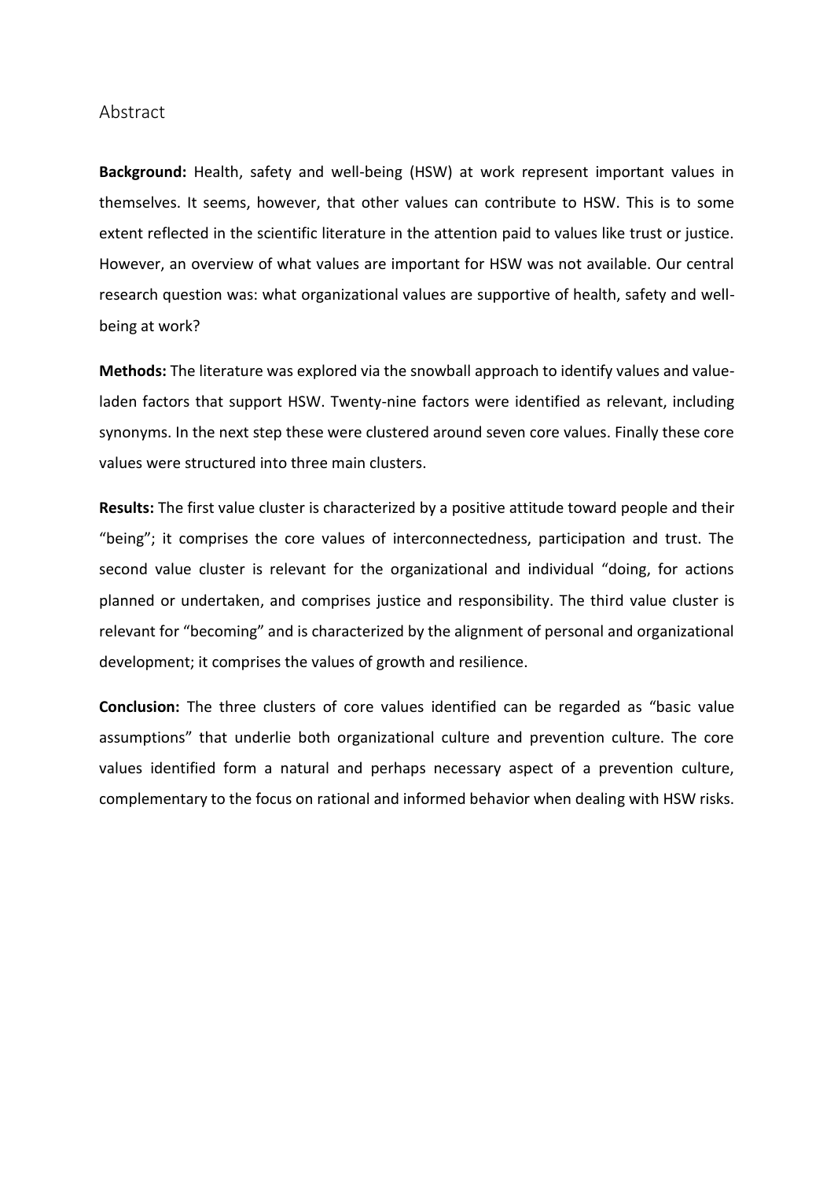## Abstract

**Background:** Health, safety and well-being (HSW) at work represent important values in themselves. It seems, however, that other values can contribute to HSW. This is to some extent reflected in the scientific literature in the attention paid to values like trust or justice. However, an overview of what values are important for HSW was not available. Our central research question was: what organizational values are supportive of health, safety and well-being at work?

**Methods:** The literature was explored via the snowball approach to identify values and value-laden factors that support HSW. Twenty-nine factors were identified as relevant, including synonyms. In the next step these were clustered around seven core values. Finally these core values were structured into three main clusters.

**Results:** The first value cluster is characterized by a positive attitude toward people and their "being"; it comprises the core values of interconnectedness, participation and trust. The second value cluster is relevant for the organizational and individual "doing, for actions planned or undertaken, and comprises justice and responsibility. The third value cluster is relevant for "becoming" and is characterized by the alignment of personal and organizational development; it comprises the values of growth and resilience.

**Conclusion:** The three clusters of core values identified can be regarded as "basic value assumptions" that underlie both organizational culture and prevention culture. The core values identified form a natural and perhaps necessary aspect of a prevention culture, complementary to the focus on rational and informed behavior when dealing with HSW risks.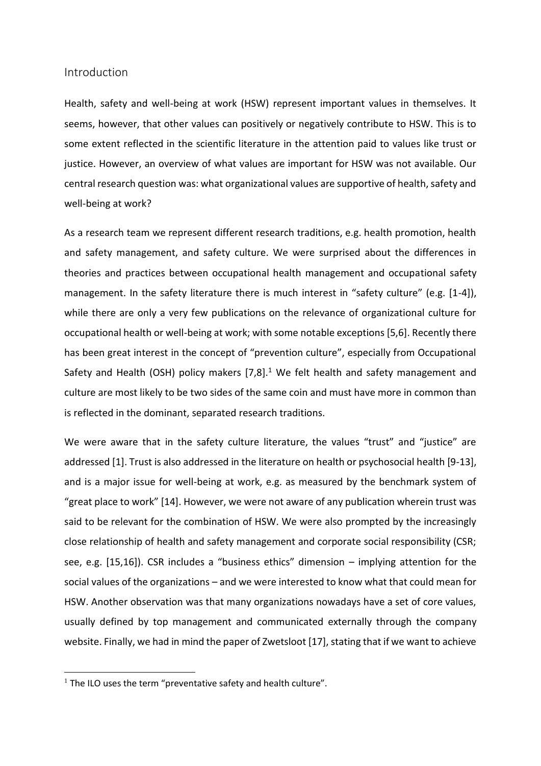## Introduction

Health, safety and well-being at work (HSW) represent important values in themselves. It seems, however, that other values can positively or negatively contribute to HSW. This is to some extent reflected in the scientific literature in the attention paid to values like trust or justice. However, an overview of what values are important for HSW was not available. Our central research question was: what organizational values are supportive of health, safety and well-being at work?

As a research team we represent different research traditions, e.g. health promotion, health and safety management, and safety culture. We were surprised about the differences in theories and practices between occupational health management and occupational safety management. In the safety literature there is much interest in "safety culture" (e.g. [1-4]), while there are only a very few publications on the relevance of organizational culture for occupational health or well-being at work; with some notable exceptions [5,6]. Recently there has been great interest in the concept of "prevention culture", especially from Occupational Safety and Health (OSH) policy makers [7,8].[1] We felt health and safety management and culture are most likely to be two sides of the same coin and must have more in common than is reflected in the dominant, separated research traditions.

We were aware that in the safety culture literature, the values "trust" and "justice" are addressed [1]. Trust is also addressed in the literature on health or psychosocial health [9-13], and is a major issue for well-being at work, e.g. as measured by the benchmark system of "great place to work" [14]. However, we were not aware of any publication wherein trust was said to be relevant for the combination of HSW. We were also prompted by the increasingly close relationship of health and safety management and corporate social responsibility (CSR; see, e.g. [15,16]). CSR includes a "business ethics" dimension – implying attention for the social values of the organizations – and we were interested to know what that could mean for HSW. Another observation was that many organizations nowadays have a set of core values, usually defined by top management and communicated externally through the company website. Finally, we had in mind the paper of Zwetsloot [17], stating that if we want to achieve

[1] The ILO uses the term "preventative safety and health culture".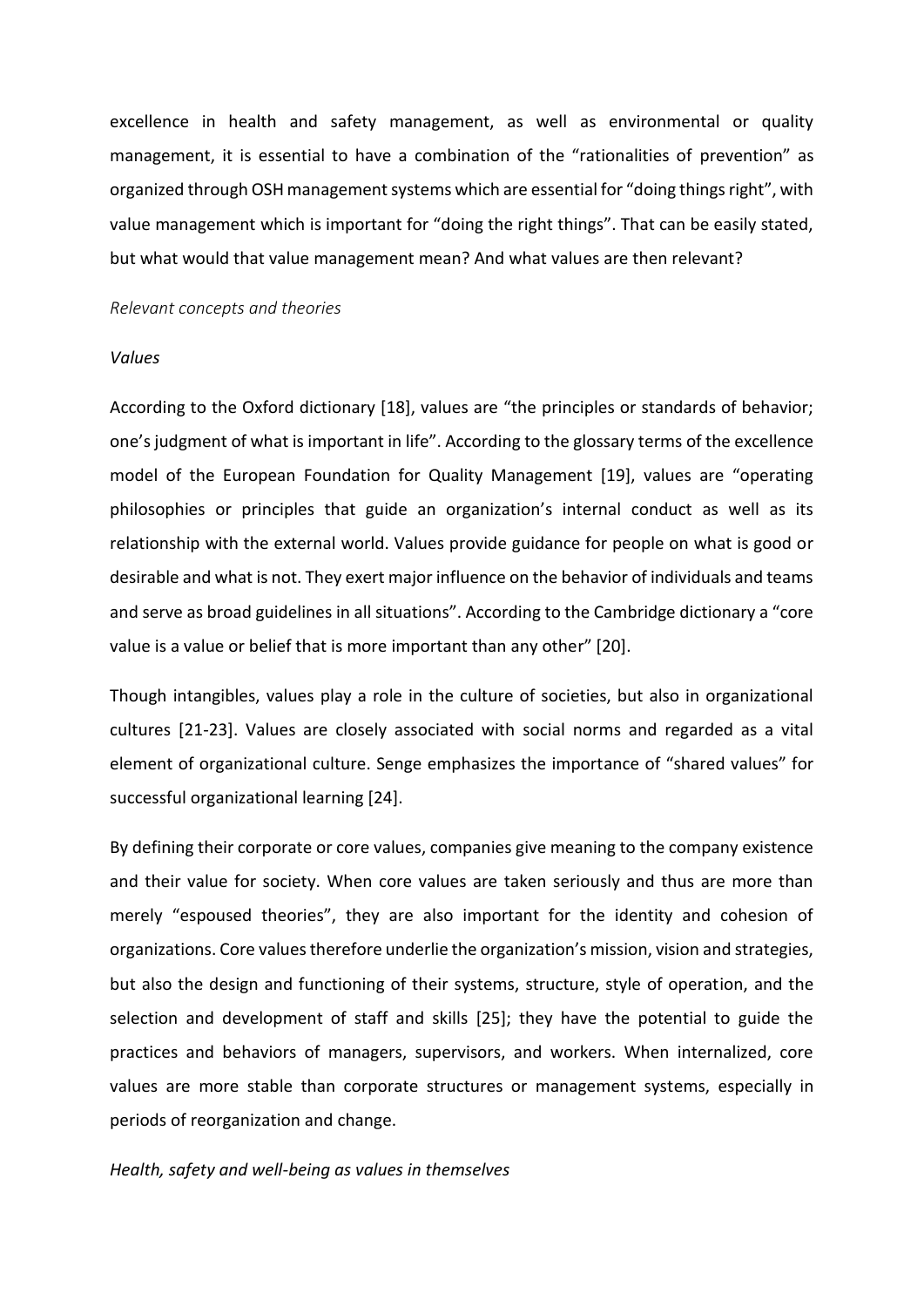excellence in health and safety management, as well as environmental or quality management, it is essential to have a combination of the "rationalities of prevention" as organized through OSH management systems which are essential for "doing things right", with value management which is important for "doing the right things". That can be easily stated, but what would that value management mean? And what values are then relevant?

*Relevant concepts and theories*

*Values*

According to the Oxford dictionary [18], values are "the principles or standards of behavior; one's judgment of what is important in life". According to the glossary terms of the excellence model of the European Foundation for Quality Management [19], values are "operating philosophies or principles that guide an organization's internal conduct as well as its relationship with the external world. Values provide guidance for people on what is good or desirable and what is not. They exert major influence on the behavior of individuals and teams and serve as broad guidelines in all situations". According to the Cambridge dictionary a "core value is a value or belief that is more important than any other" [20].

Though intangibles, values play a role in the culture of societies, but also in organizational cultures [21-23]. Values are closely associated with social norms and regarded as a vital element of organizational culture. Senge emphasizes the importance of "shared values" for successful organizational learning [24].

By defining their corporate or core values, companies give meaning to the company existence and their value for society. When core values are taken seriously and thus are more than merely "espoused theories", they are also important for the identity and cohesion of organizations. Core values therefore underlie the organization's mission, vision and strategies, but also the design and functioning of their systems, structure, style of operation, and the selection and development of staff and skills [25]; they have the potential to guide the practices and behaviors of managers, supervisors, and workers. When internalized, core values are more stable than corporate structures or management systems, especially in periods of reorganization and change.

*Health, safety and well-being as values in themselves*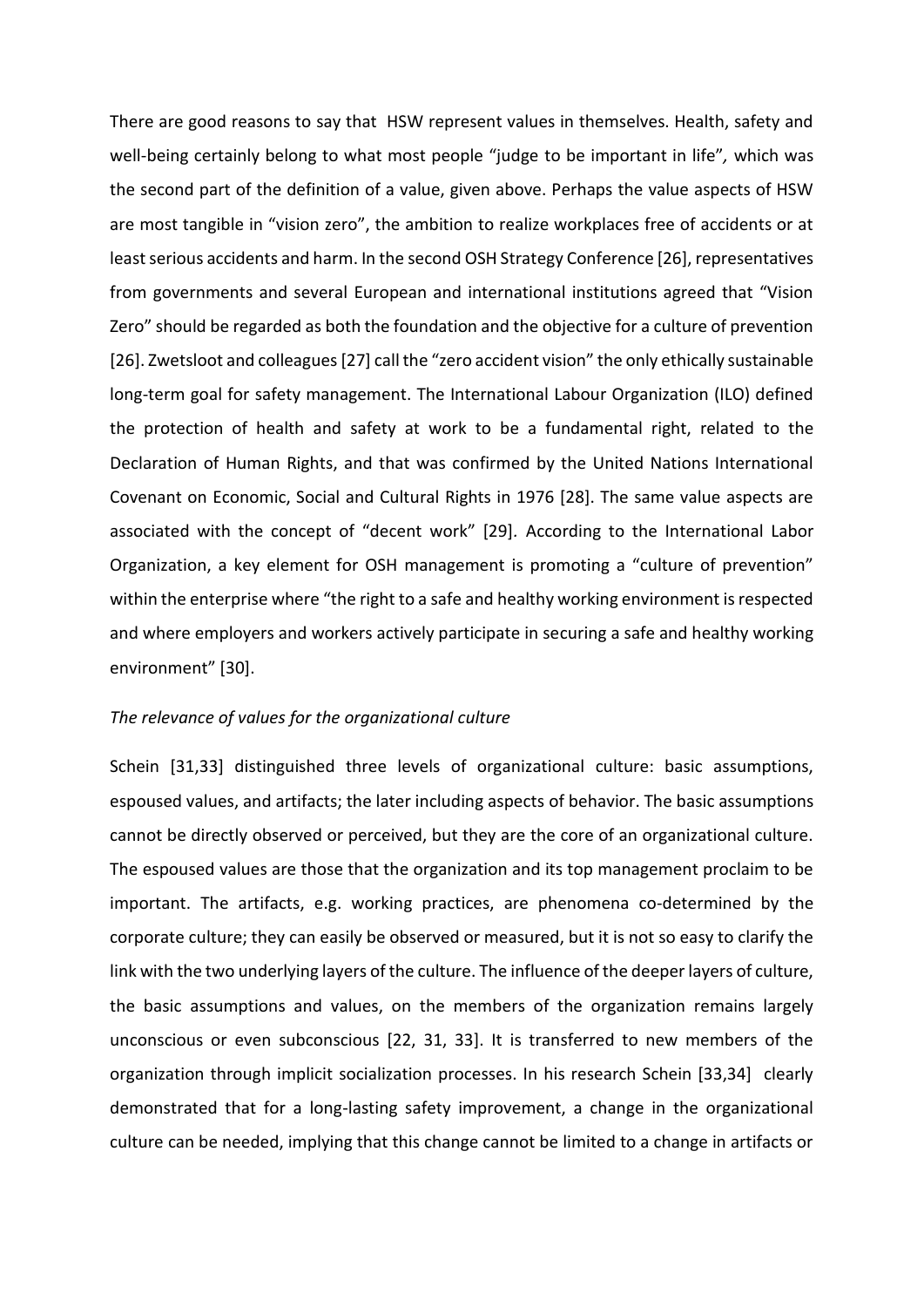There are good reasons to say that HSW represent values in themselves. Health, safety and well-being certainly belong to what most people "judge to be important in life"*,* which was the second part of the definition of a value, given above. Perhaps the value aspects of HSW are most tangible in "vision zero", the ambition to realize workplaces free of accidents or at least serious accidents and harm. In the second OSH Strategy Conference [26], representatives from governments and several European and international institutions agreed that "Vision Zero" should be regarded as both the foundation and the objective for a culture of prevention [26]. Zwetsloot and colleagues [27] call the "zero accident vision" the only ethically sustainable long-term goal for safety management. The International Labour Organization (ILO) defined the protection of health and safety at work to be a fundamental right, related to the Declaration of Human Rights, and that was confirmed by the United Nations International Covenant on Economic, Social and Cultural Rights in 1976 [28]. The same value aspects are associated with the concept of "decent work" [29]. According to the International Labor Organization, a key element for OSH management is promoting a "culture of prevention" within the enterprise where "the right to a safe and healthy working environment is respected and where employers and workers actively participate in securing a safe and healthy working environment" [30].

*The relevance of values for the organizational culture*

Schein [31,33] distinguished three levels of organizational culture: basic assumptions, espoused values, and artifacts; the later including aspects of behavior. The basic assumptions cannot be directly observed or perceived, but they are the core of an organizational culture. The espoused values are those that the organization and its top management proclaim to be important. The artifacts, e.g. working practices, are phenomena co-determined by the corporate culture; they can easily be observed or measured, but it is not so easy to clarify the link with the two underlying layers of the culture. The influence of the deeper layers of culture, the basic assumptions and values, on the members of the organization remains largely unconscious or even subconscious [22, 31, 33]. It is transferred to new members of the organization through implicit socialization processes. In his research Schein [33,34] clearly demonstrated that for a long-lasting safety improvement, a change in the organizational culture can be needed, implying that this change cannot be limited to a change in artifacts or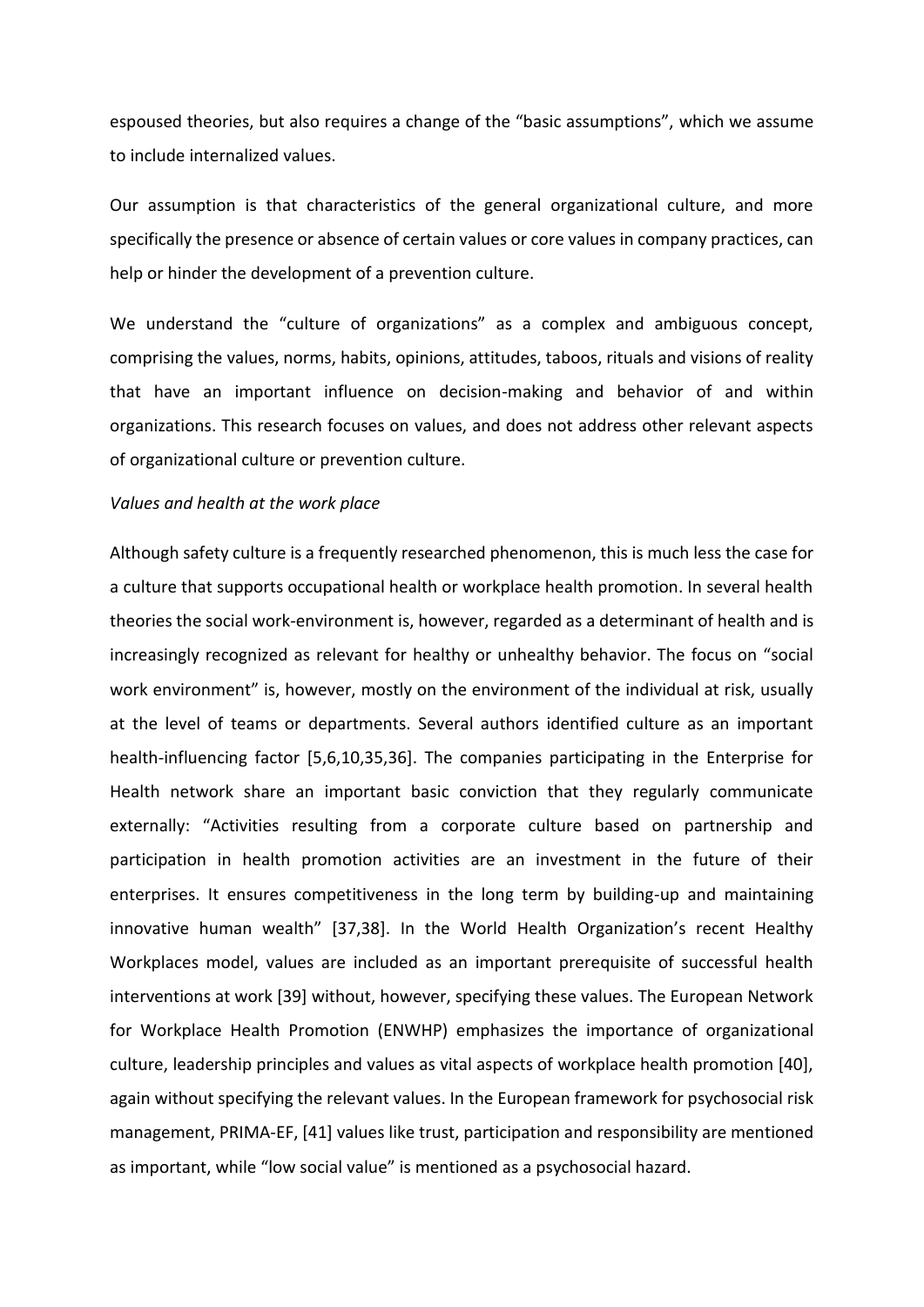espoused theories, but also requires a change of the "basic assumptions", which we assume to include internalized values.

Our assumption is that characteristics of the general organizational culture, and more specifically the presence or absence of certain values or core values in company practices, can help or hinder the development of a prevention culture.

We understand the "culture of organizations" as a complex and ambiguous concept, comprising the values, norms, habits, opinions, attitudes, taboos, rituals and visions of reality that have an important influence on decision-making and behavior of and within organizations. This research focuses on values, and does not address other relevant aspects of organizational culture or prevention culture.

*Values and health at the work place*

Although safety culture is a frequently researched phenomenon, this is much less the case for a culture that supports occupational health or workplace health promotion. In several health theories the social work-environment is, however, regarded as a determinant of health and is increasingly recognized as relevant for healthy or unhealthy behavior. The focus on "social work environment" is, however, mostly on the environment of the individual at risk, usually at the level of teams or departments. Several authors identified culture as an important health-influencing factor [5,6,10,35,36]. The companies participating in the Enterprise for Health network share an important basic conviction that they regularly communicate externally: "Activities resulting from a corporate culture based on partnership and participation in health promotion activities are an investment in the future of their enterprises. It ensures competitiveness in the long term by building-up and maintaining innovative human wealth" [37,38]. In the World Health Organization's recent Healthy Workplaces model, values are included as an important prerequisite of successful health interventions at work [39] without, however, specifying these values. The European Network for Workplace Health Promotion (ENWHP) emphasizes the importance of organizational culture, leadership principles and values as vital aspects of workplace health promotion [40], again without specifying the relevant values. In the European framework for psychosocial risk management, PRIMA-EF, [41] values like trust, participation and responsibility are mentioned as important, while "low social value" is mentioned as a psychosocial hazard.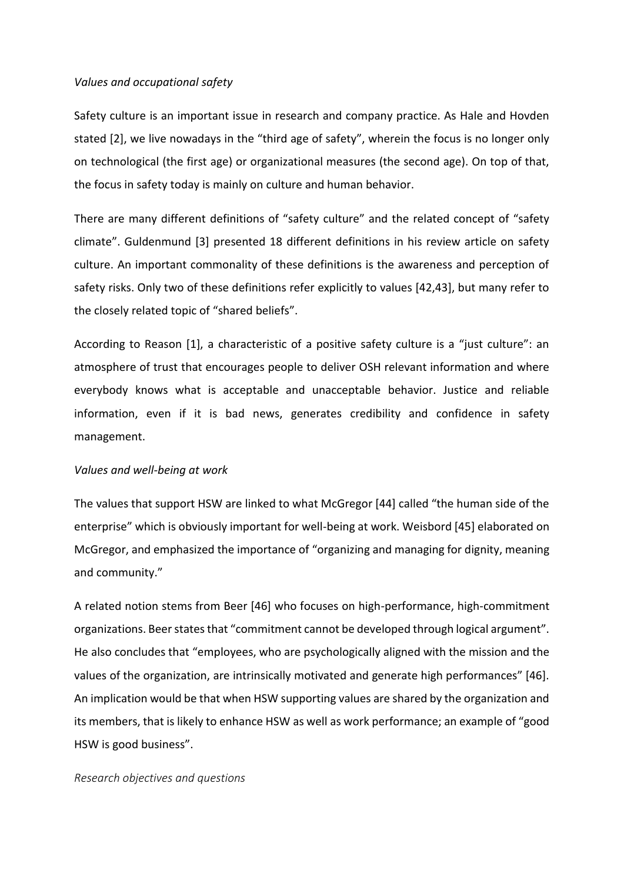*Values and occupational safety*

Safety culture is an important issue in research and company practice. As Hale and Hovden stated [2], we live nowadays in the "third age of safety", wherein the focus is no longer only on technological (the first age) or organizational measures (the second age). On top of that, the focus in safety today is mainly on culture and human behavior.

There are many different definitions of "safety culture" and the related concept of "safety climate". Guldenmund [3] presented 18 different definitions in his review article on safety culture. An important commonality of these definitions is the awareness and perception of safety risks. Only two of these definitions refer explicitly to values [42,43], but many refer to the closely related topic of "shared beliefs".

According to Reason [1], a characteristic of a positive safety culture is a "just culture": an atmosphere of trust that encourages people to deliver OSH relevant information and where everybody knows what is acceptable and unacceptable behavior. Justice and reliable information, even if it is bad news, generates credibility and confidence in safety management.

*Values and well-being at work*

The values that support HSW are linked to what McGregor [44] called "the human side of the enterprise" which is obviously important for well-being at work. Weisbord [45] elaborated on McGregor, and emphasized the importance of "organizing and managing for dignity, meaning and community."

A related notion stems from Beer [46] who focuses on high-performance, high-commitment organizations. Beer states that "commitment cannot be developed through logical argument". He also concludes that "employees, who are psychologically aligned with the mission and the values of the organization, are intrinsically motivated and generate high performances" [46]. An implication would be that when HSW supporting values are shared by the organization and its members, that is likely to enhance HSW as well as work performance; an example of "good HSW is good business".

*Research objectives and questions*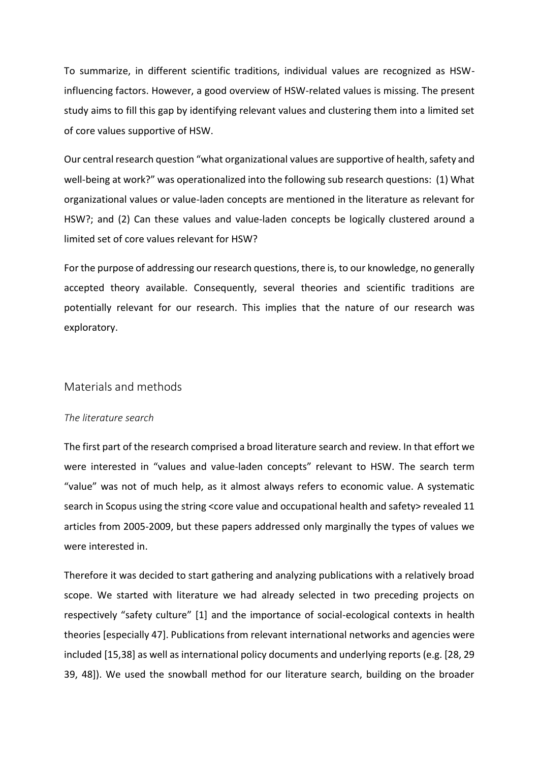To summarize, in different scientific traditions, individual values are recognized as HSW-influencing factors. However, a good overview of HSW-related values is missing. The present study aims to fill this gap by identifying relevant values and clustering them into a limited set of core values supportive of HSW.

Our central research question "what organizational values are supportive of health, safety and well-being at work?" was operationalized into the following sub research questions: (1) What organizational values or value-laden concepts are mentioned in the literature as relevant for HSW?; and (2) Can these values and value-laden concepts be logically clustered around a limited set of core values relevant for HSW?

For the purpose of addressing our research questions, there is, to our knowledge, no generally accepted theory available. Consequently, several theories and scientific traditions are potentially relevant for our research. This implies that the nature of our research was exploratory.

## Materials and methods

### *The literature search*

The first part of the research comprised a broad literature search and review. In that effort we were interested in "values and value-laden concepts" relevant to HSW. The search term "value" was not of much help, as it almost always refers to economic value. A systematic search in Scopus using the string <core value and occupational health and safety> revealed 11 articles from 2005-2009, but these papers addressed only marginally the types of values we were interested in.

Therefore it was decided to start gathering and analyzing publications with a relatively broad scope. We started with literature we had already selected in two preceding projects on respectively "safety culture" [1] and the importance of social-ecological contexts in health theories [especially 47]. Publications from relevant international networks and agencies were included [15,38] as well as international policy documents and underlying reports (e.g. [28, 29 39, 48]). We used the snowball method for our literature search, building on the broader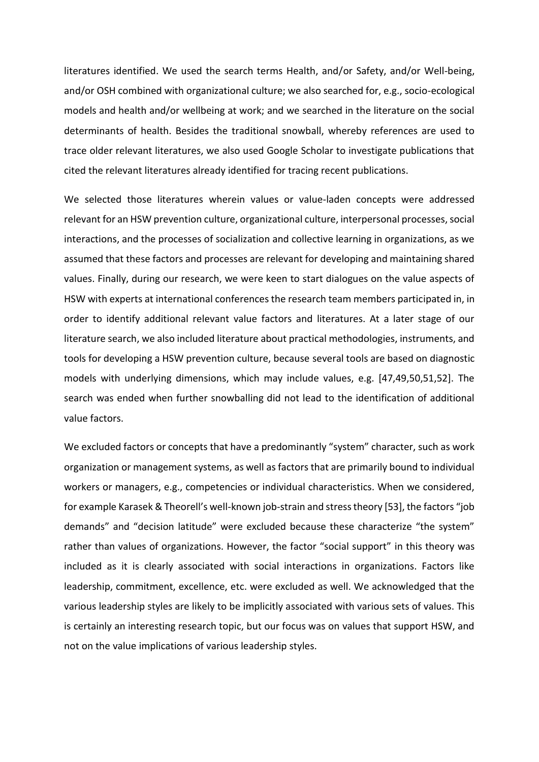literatures identified. We used the search terms Health, and/or Safety, and/or Well-being, and/or OSH combined with organizational culture; we also searched for, e.g., socio-ecological models and health and/or wellbeing at work; and we searched in the literature on the social determinants of health. Besides the traditional snowball, whereby references are used to trace older relevant literatures, we also used Google Scholar to investigate publications that cited the relevant literatures already identified for tracing recent publications.

We selected those literatures wherein values or value-laden concepts were addressed relevant for an HSW prevention culture, organizational culture, interpersonal processes, social interactions, and the processes of socialization and collective learning in organizations, as we assumed that these factors and processes are relevant for developing and maintaining shared values. Finally, during our research, we were keen to start dialogues on the value aspects of HSW with experts at international conferences the research team members participated in, in order to identify additional relevant value factors and literatures. At a later stage of our literature search, we also included literature about practical methodologies, instruments, and tools for developing a HSW prevention culture, because several tools are based on diagnostic models with underlying dimensions, which may include values, e.g. [47,49,50,51,52]. The search was ended when further snowballing did not lead to the identification of additional value factors.

We excluded factors or concepts that have a predominantly "system" character, such as work organization or management systems, as well as factors that are primarily bound to individual workers or managers, e.g., competencies or individual characteristics. When we considered, for example Karasek & Theorell's well-known job-strain and stress theory [53], the factors "job demands" and "decision latitude" were excluded because these characterize "the system" rather than values of organizations. However, the factor "social support" in this theory was included as it is clearly associated with social interactions in organizations. Factors like leadership, commitment, excellence, etc. were excluded as well. We acknowledged that the various leadership styles are likely to be implicitly associated with various sets of values. This is certainly an interesting research topic, but our focus was on values that support HSW, and not on the value implications of various leadership styles.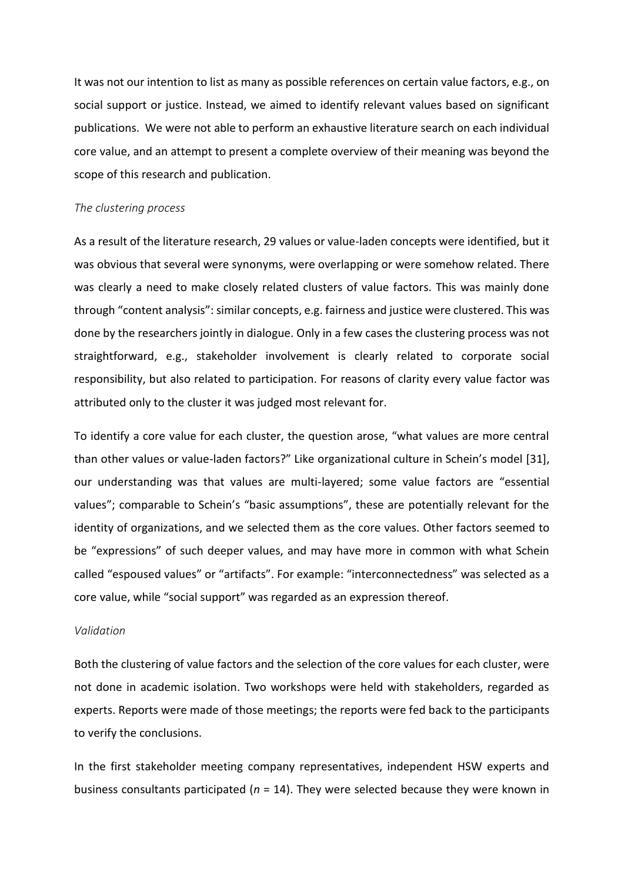It was not our intention to list as many as possible references on certain value factors, e.g., on social support or justice. Instead, we aimed to identify relevant values based on significant publications. We were not able to perform an exhaustive literature search on each individual core value, and an attempt to present a complete overview of their meaning was beyond the scope of this research and publication.

*The clustering process*

As a result of the literature research, 29 values or value-laden concepts were identified, but it was obvious that several were synonyms, were overlapping or were somehow related. There was clearly a need to make closely related clusters of value factors. This was mainly done through “content analysis”: similar concepts, e.g. fairness and justice were clustered. This was done by the researchers jointly in dialogue. Only in a few cases the clustering process was not straightforward, e.g., stakeholder involvement is clearly related to corporate social responsibility, but also related to participation. For reasons of clarity every value factor was attributed only to the cluster it was judged most relevant for.

To identify a core value for each cluster, the question arose, “what values are more central than other values or value-laden factors?” Like organizational culture in Schein’s model [31], our understanding was that values are multi-layered; some value factors are “essential values”; comparable to Schein’s “basic assumptions”, these are potentially relevant for the identity of organizations, and we selected them as the core values. Other factors seemed to be “expressions” of such deeper values, and may have more in common with what Schein called “espoused values” or “artifacts”. For example: “interconnectedness” was selected as a core value, while “social support” was regarded as an expression thereof.

*Validation*

Both the clustering of value factors and the selection of the core values for each cluster, were not done in academic isolation. Two workshops were held with stakeholders, regarded as experts. Reports were made of those meetings; the reports were fed back to the participants to verify the conclusions.

In the first stakeholder meeting company representatives, independent HSW experts and business consultants participated ($n$ = 14). They were selected because they were known in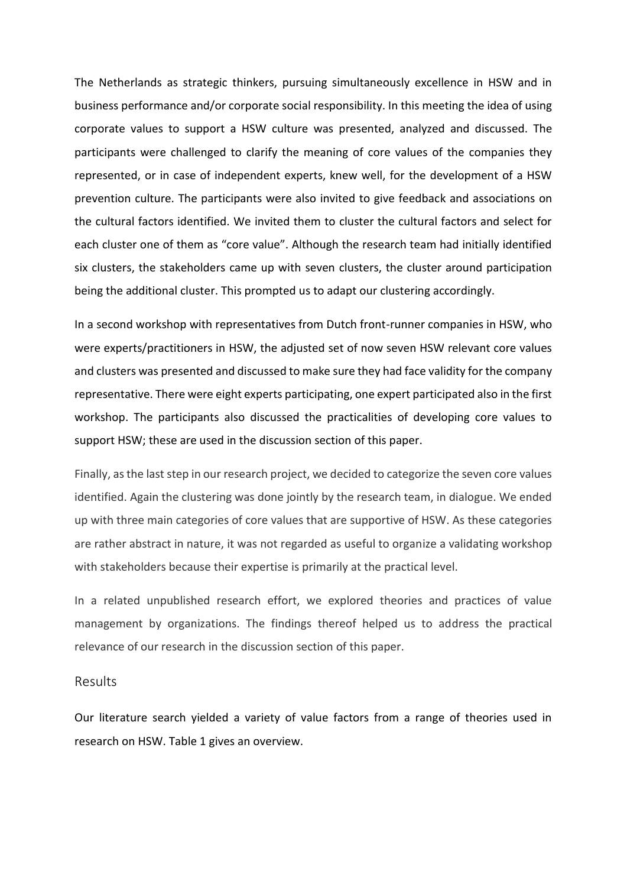The Netherlands as strategic thinkers, pursuing simultaneously excellence in HSW and in business performance and/or corporate social responsibility. In this meeting the idea of using corporate values to support a HSW culture was presented, analyzed and discussed. The participants were challenged to clarify the meaning of core values of the companies they represented, or in case of independent experts, knew well, for the development of a HSW prevention culture. The participants were also invited to give feedback and associations on the cultural factors identified. We invited them to cluster the cultural factors and select for each cluster one of them as "core value". Although the research team had initially identified six clusters, the stakeholders came up with seven clusters, the cluster around participation being the additional cluster. This prompted us to adapt our clustering accordingly.

In a second workshop with representatives from Dutch front-runner companies in HSW, who were experts/practitioners in HSW, the adjusted set of now seven HSW relevant core values and clusters was presented and discussed to make sure they had face validity for the company representative. There were eight experts participating, one expert participated also in the first workshop. The participants also discussed the practicalities of developing core values to support HSW; these are used in the discussion section of this paper.

Finally, as the last step in our research project, we decided to categorize the seven core values identified. Again the clustering was done jointly by the research team, in dialogue. We ended up with three main categories of core values that are supportive of HSW. As these categories are rather abstract in nature, it was not regarded as useful to organize a validating workshop with stakeholders because their expertise is primarily at the practical level.

In a related unpublished research effort, we explored theories and practices of value management by organizations. The findings thereof helped us to address the practical relevance of our research in the discussion section of this paper.

## Results

Our literature search yielded a variety of value factors from a range of theories used in research on HSW. Table 1 gives an overview.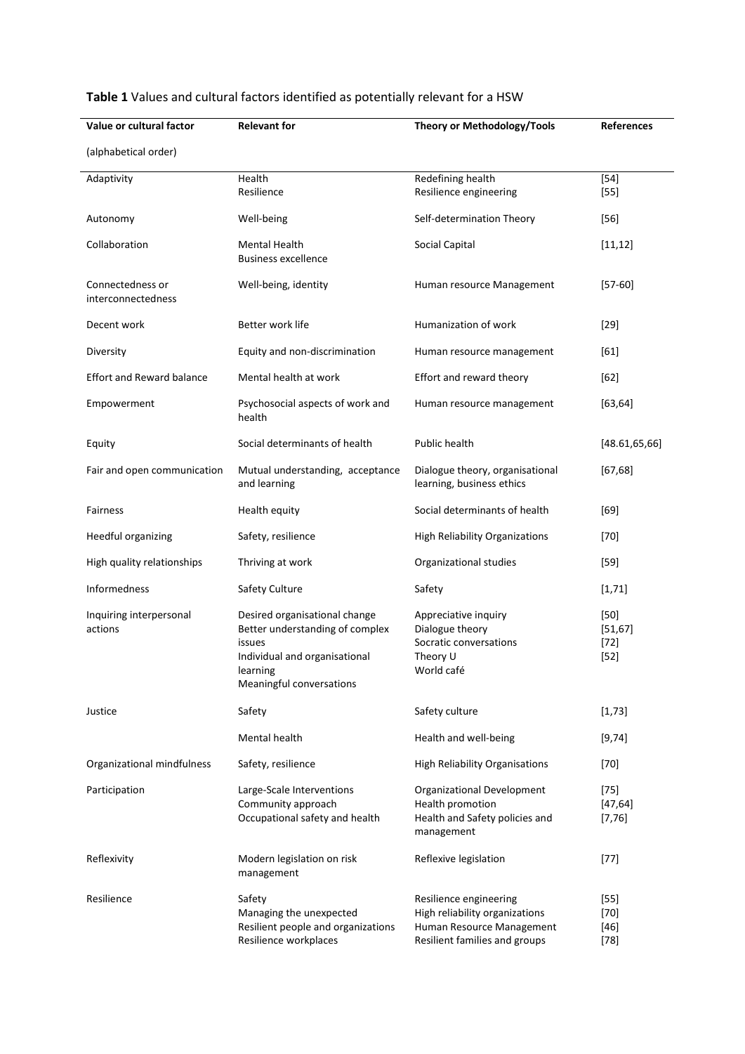**Table 1** Values and cultural factors identified as potentially relevant for a HSW

| Value or cultural factor (alphabetical order) | Relevant for | Theory or Methodology/Tools | References |
|---|---|---|---|
| Adaptivity | Health<br>Resilience | Redefining health<br>Resilience engineering | [54]<br>[55] |
| Autonomy | Well-being | Self-determination Theory | [56] |
| Collaboration | Mental Health<br>Business excellence | Social Capital | [11,12] |
| Connectedness or interconnectedness | Well-being, identity | Human resource Management | [57-60] |
| Decent work | Better work life | Humanization of work | [29] |
| Diversity | Equity and non-discrimination | Human resource management | [61] |
| Effort and Reward balance | Mental health at work | Effort and reward theory | [62] |
| Empowerment | Psychosocial aspects of work and health | Human resource management | [63,64] |
| Equity | Social determinants of health | Public health | [48.61,65,66] |
| Fair and open communication | Mutual understanding, acceptance and learning | Dialogue theory, organisational learning, business ethics | [67,68] |
| Fairness | Health equity | Social determinants of health | [69] |
| Heedful organizing | Safety, resilience | High Reliability Organizations | [70] |
| High quality relationships | Thriving at work | Organizational studies | [59] |
| Informedness | Safety Culture | Safety | [1,71] |
| Inquiring interpersonal actions | Desired organisational change<br>Better understanding of complex issues<br>Individual and organisational learning<br>Meaningful conversations | Appreciative inquiry<br>Dialogue theory<br>Socratic conversations<br>Theory U<br>World café | [50]<br>[51,67]<br>[72]<br>[52] |
| Justice | Safety | Safety culture | [1,73] |
| | Mental health | Health and well-being | [9,74] |
| Organizational mindfulness | Safety, resilience | High Reliability Organisations | [70] |
| Participation | Large-Scale Interventions<br>Community approach<br>Occupational safety and health | Organizational Development<br>Health promotion<br>Health and Safety policies and management | [75]<br>[47,64]<br>[7,76] |
| Reflexivity | Modern legislation on risk management | Reflexive legislation | [77] |
| Resilience | Safety<br>Managing the unexpected<br>Resilient people and organizations<br>Resilience workplaces | Resilience engineering<br>High reliability organizations<br>Human Resource Management<br>Resilient families and groups | [55]<br>[70]<br>[46]<br>[78] |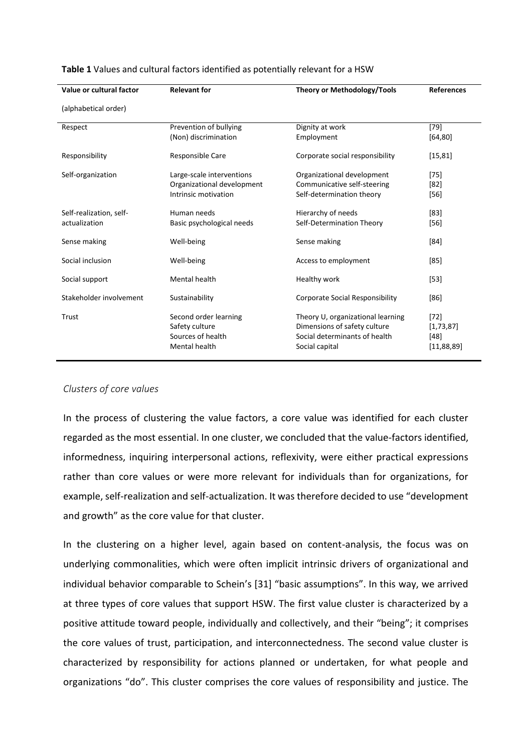**Table 1** Values and cultural factors identified as potentially relevant for a HSW

| Value or cultural factor (alphabetical order) | Relevant for | Theory or Methodology/Tools | References |
|---|---|---|---|
| Respect | Prevention of bullying<br>(Non) discrimination | Dignity at work<br>Employment | [79]<br>[64,80] |
| Responsibility | Responsible Care | Corporate social responsibility | [15,81] |
| Self-organization | Large-scale interventions<br>Organizational development<br>Intrinsic motivation | Organizational development<br>Communicative self-steering<br>Self-determination theory | [75]<br>[82]<br>[56] |
| Self-realization, self-actualization | Human needs<br>Basic psychological needs | Hierarchy of needs<br>Self-Determination Theory | [83]<br>[56] |
| Sense making | Well-being | Sense making | [84] |
| Social inclusion | Well-being | Access to employment | [85] |
| Social support | Mental health | Healthy work | [53] |
| Stakeholder involvement | Sustainability | Corporate Social Responsibility | [86] |
| Trust | Second order learning<br>Safety culture<br>Sources of health<br>Mental health | Theory U, organizational learning<br>Dimensions of safety culture<br>Social determinants of health<br>Social capital | [72]<br>[1,73,87]<br>[48]<br>[11,88,89] |

*Clusters of core values*

In the process of clustering the value factors, a core value was identified for each cluster regarded as the most essential. In one cluster, we concluded that the value-factors identified, informedness, inquiring interpersonal actions, reflexivity, were either practical expressions rather than core values or were more relevant for individuals than for organizations, for example, self-realization and self-actualization. It was therefore decided to use "development and growth" as the core value for that cluster.

In the clustering on a higher level, again based on content-analysis, the focus was on underlying commonalities, which were often implicit intrinsic drivers of organizational and individual behavior comparable to Schein's [31] "basic assumptions". In this way, we arrived at three types of core values that support HSW. The first value cluster is characterized by a positive attitude toward people, individually and collectively, and their "being"; it comprises the core values of trust, participation, and interconnectedness. The second value cluster is characterized by responsibility for actions planned or undertaken, for what people and organizations "do". This cluster comprises the core values of responsibility and justice. The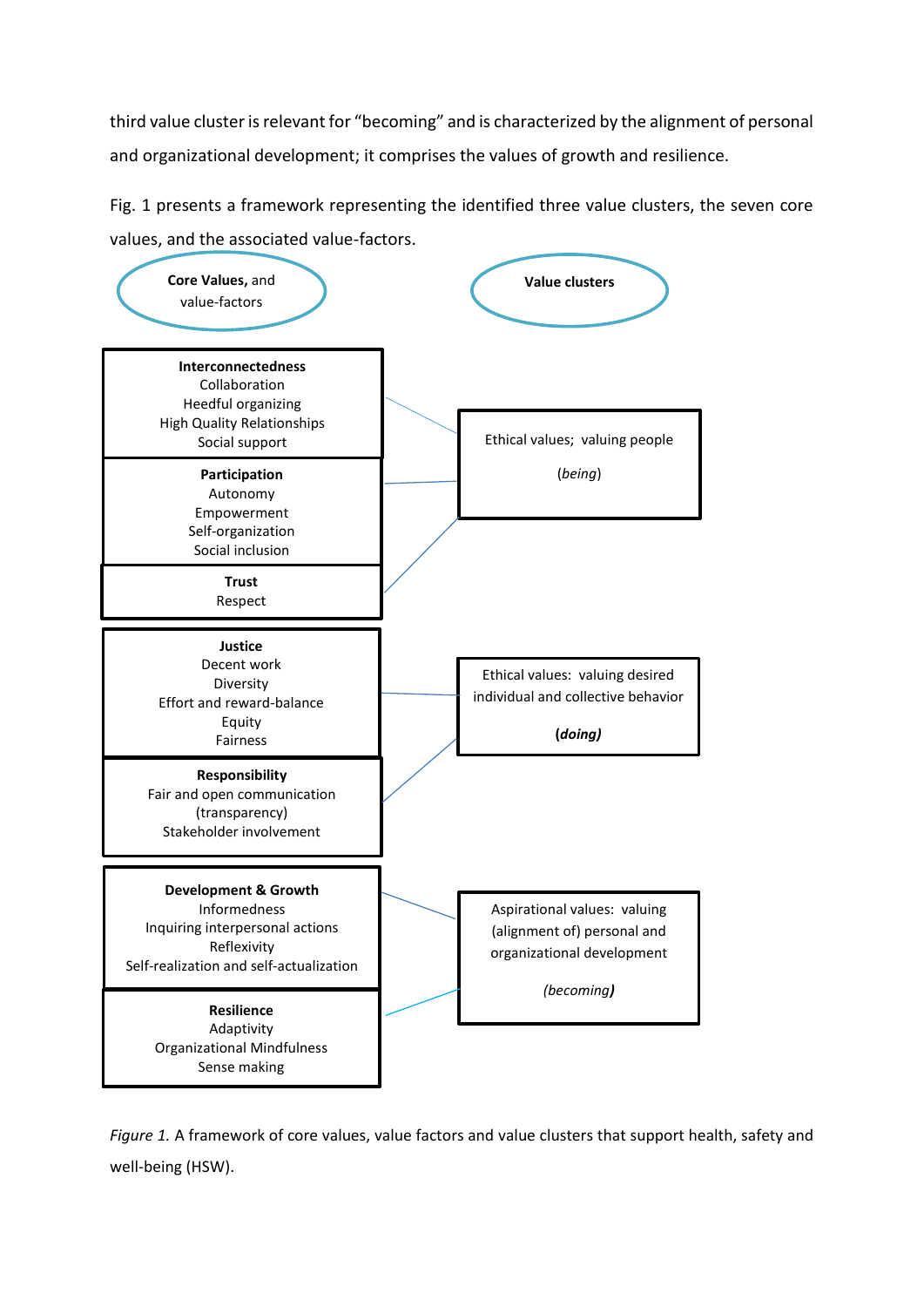third value cluster is relevant for "becoming" and is characterized by the alignment of personal and organizational development; it comprises the values of growth and resilience.

Fig. 1 presents a framework representing the identified three value clusters, the seven core values, and the associated value-factors.

| **Core Values,** and value-factors | **Value clusters** |
|---|---|
| **Interconnectedness**<br>Collaboration<br>Heedful organizing<br>High Quality Relationships<br>Social support | Ethical values; valuing people<br>(*being*) |
| **Participation**<br>Autonomy<br>Empowerment<br>Self-organization<br>Social inclusion | Ethical values; valuing people<br>(*being*) |
| **Trust**<br>Respect | Ethical values; valuing people<br>(*being*) |
| **Justice**<br>Decent work<br>Diversity<br>Effort and reward-balance<br>Equity<br>Fairness | Ethical values: valuing desired individual and collective behavior<br>***(doing)*** |
| **Responsibility**<br>Fair and open communication (transparency)<br>Stakeholder involvement | Ethical values: valuing desired individual and collective behavior<br>***(doing)*** |
| **Development & Growth**<br>Informedness<br>Inquiring interpersonal actions<br>Reflexivity<br>Self-realization and self-actualization | Aspirational values: valuing (alignment of) personal and organizational development<br>*(becoming)* |
| **Resilience**<br>Adaptivity<br>Organizational Mindfulness<br>Sense making | Aspirational values: valuing (alignment of) personal and organizational development<br>*(becoming)* |

*Figure 1.* A framework of core values, value factors and value clusters that support health, safety and well-being (HSW).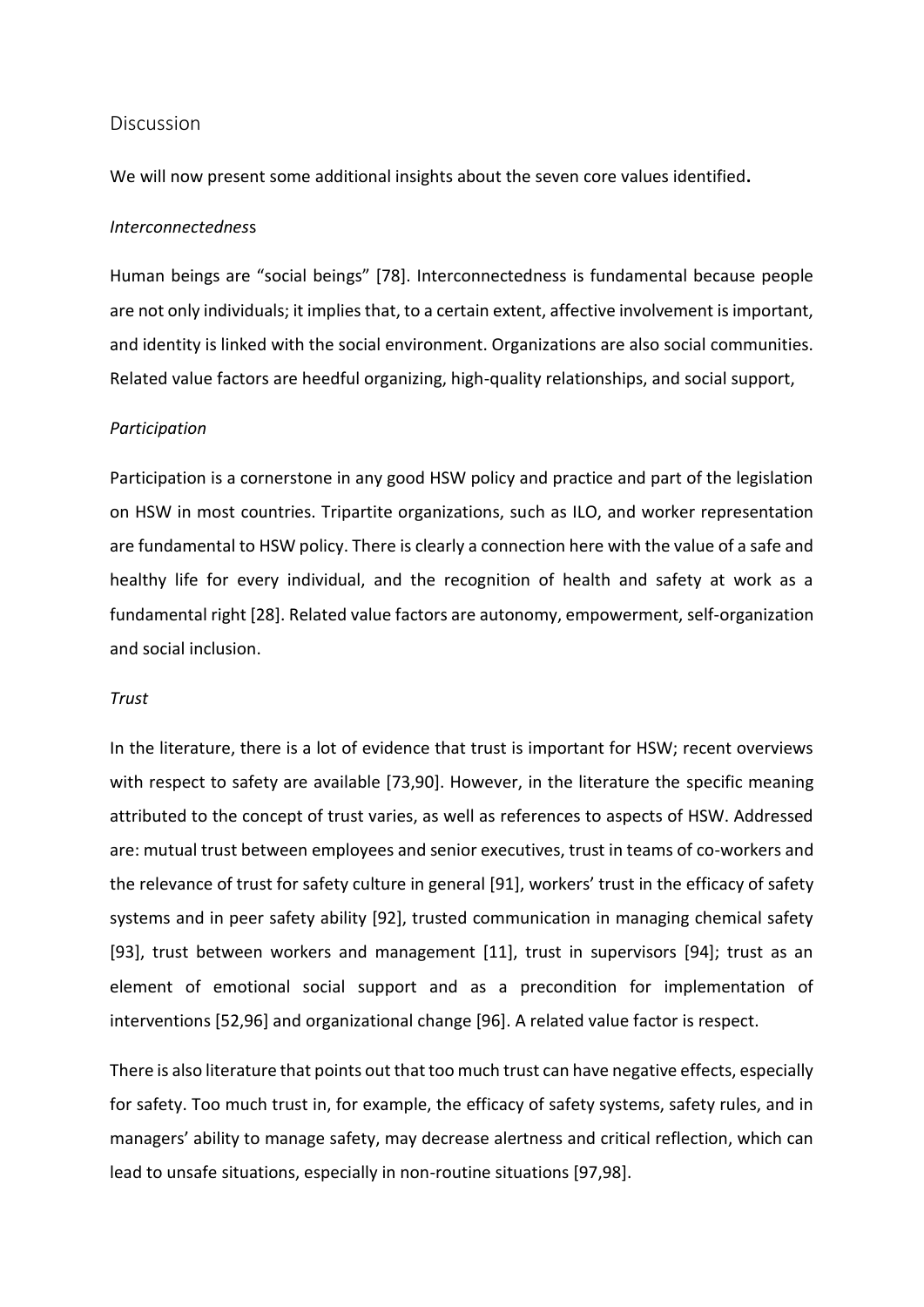## Discussion

We will now present some additional insights about the seven core values identified**.**

*Interconnectedness*

Human beings are “social beings” [78]. Interconnectedness is fundamental because people are not only individuals; it implies that, to a certain extent, affective involvement is important, and identity is linked with the social environment. Organizations are also social communities. Related value factors are heedful organizing, high-quality relationships, and social support,

*Participation*

Participation is a cornerstone in any good HSW policy and practice and part of the legislation on HSW in most countries. Tripartite organizations, such as ILO, and worker representation are fundamental to HSW policy. There is clearly a connection here with the value of a safe and healthy life for every individual, and the recognition of health and safety at work as a fundamental right [28]. Related value factors are autonomy, empowerment, self-organization and social inclusion.

*Trust*

In the literature, there is a lot of evidence that trust is important for HSW; recent overviews with respect to safety are available [73,90]. However, in the literature the specific meaning attributed to the concept of trust varies, as well as references to aspects of HSW. Addressed are: mutual trust between employees and senior executives, trust in teams of co-workers and the relevance of trust for safety culture in general [91], workers’ trust in the efficacy of safety systems and in peer safety ability [92], trusted communication in managing chemical safety [93], trust between workers and management [11], trust in supervisors [94]; trust as an element of emotional social support and as a precondition for implementation of interventions [52,96] and organizational change [96]. A related value factor is respect.

There is also literature that points out that too much trust can have negative effects, especially for safety. Too much trust in, for example, the efficacy of safety systems, safety rules, and in managers’ ability to manage safety, may decrease alertness and critical reflection, which can lead to unsafe situations, especially in non-routine situations [97,98].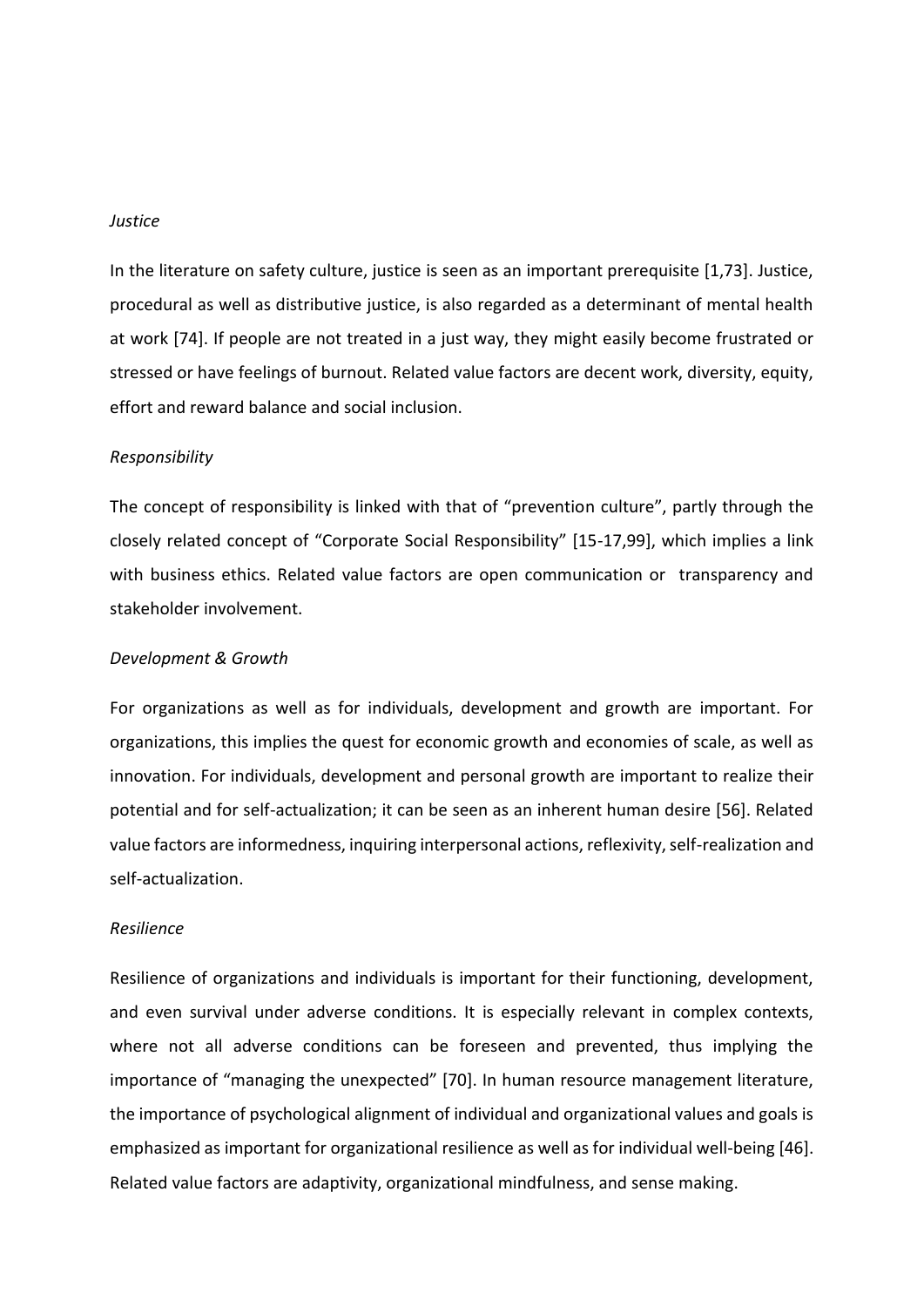*Justice*

In the literature on safety culture, justice is seen as an important prerequisite [1,73]. Justice, procedural as well as distributive justice, is also regarded as a determinant of mental health at work [74]. If people are not treated in a just way, they might easily become frustrated or stressed or have feelings of burnout. Related value factors are decent work, diversity, equity, effort and reward balance and social inclusion.

*Responsibility*

The concept of responsibility is linked with that of "prevention culture", partly through the closely related concept of "Corporate Social Responsibility" [15-17,99], which implies a link with business ethics. Related value factors are open communication or transparency and stakeholder involvement.

*Development & Growth*

For organizations as well as for individuals, development and growth are important. For organizations, this implies the quest for economic growth and economies of scale, as well as innovation. For individuals, development and personal growth are important to realize their potential and for self-actualization; it can be seen as an inherent human desire [56]. Related value factors are informedness, inquiring interpersonal actions, reflexivity, self-realization and self-actualization.

*Resilience*

Resilience of organizations and individuals is important for their functioning, development, and even survival under adverse conditions. It is especially relevant in complex contexts, where not all adverse conditions can be foreseen and prevented, thus implying the importance of "managing the unexpected" [70]. In human resource management literature, the importance of psychological alignment of individual and organizational values and goals is emphasized as important for organizational resilience as well as for individual well-being [46]. Related value factors are adaptivity, organizational mindfulness, and sense making.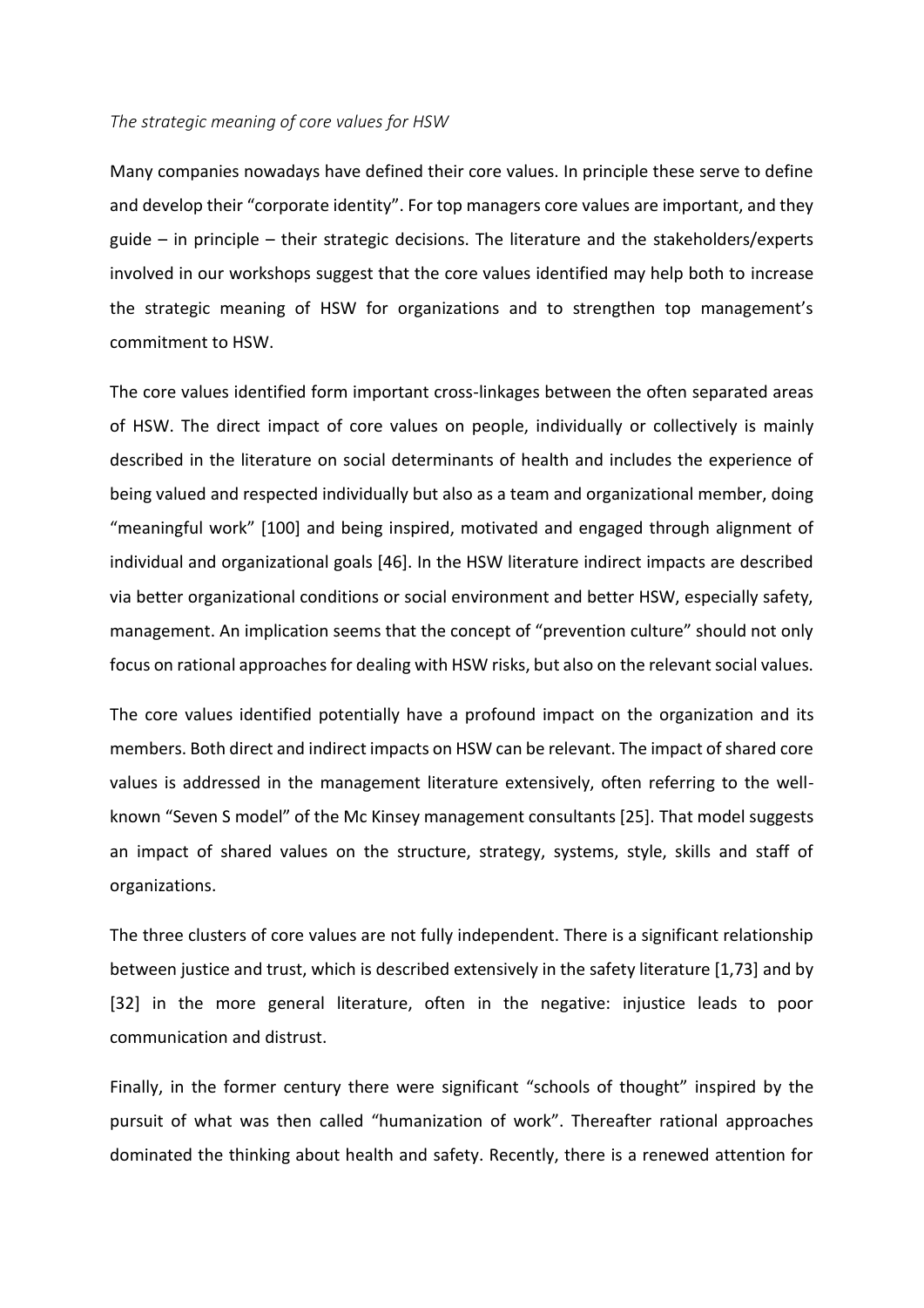*The strategic meaning of core values for HSW*

Many companies nowadays have defined their core values. In principle these serve to define and develop their "corporate identity". For top managers core values are important, and they guide – in principle – their strategic decisions. The literature and the stakeholders/experts involved in our workshops suggest that the core values identified may help both to increase the strategic meaning of HSW for organizations and to strengthen top management's commitment to HSW.

The core values identified form important cross-linkages between the often separated areas of HSW. The direct impact of core values on people, individually or collectively is mainly described in the literature on social determinants of health and includes the experience of being valued and respected individually but also as a team and organizational member, doing "meaningful work" [100] and being inspired, motivated and engaged through alignment of individual and organizational goals [46]. In the HSW literature indirect impacts are described via better organizational conditions or social environment and better HSW, especially safety, management. An implication seems that the concept of "prevention culture" should not only focus on rational approaches for dealing with HSW risks, but also on the relevant social values.

The core values identified potentially have a profound impact on the organization and its members. Both direct and indirect impacts on HSW can be relevant. The impact of shared core values is addressed in the management literature extensively, often referring to the well-known "Seven S model" of the Mc Kinsey management consultants [25]. That model suggests an impact of shared values on the structure, strategy, systems, style, skills and staff of organizations.

The three clusters of core values are not fully independent. There is a significant relationship between justice and trust, which is described extensively in the safety literature [1,73] and by [32] in the more general literature, often in the negative: injustice leads to poor communication and distrust.

Finally, in the former century there were significant "schools of thought" inspired by the pursuit of what was then called "humanization of work". Thereafter rational approaches dominated the thinking about health and safety. Recently, there is a renewed attention for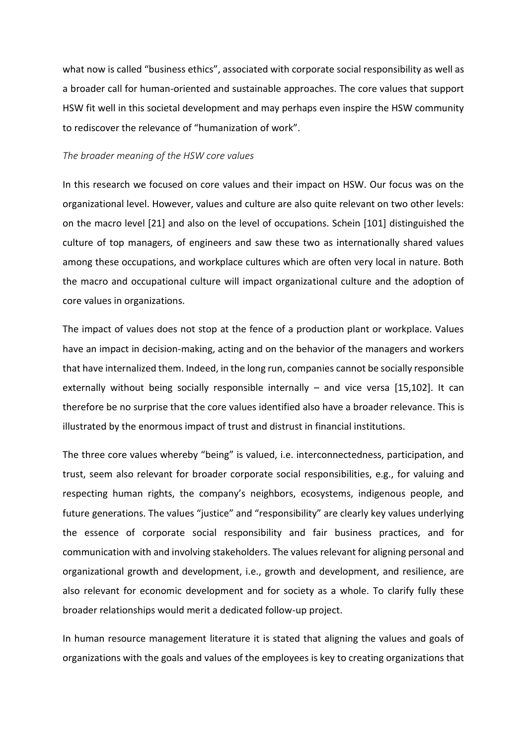what now is called "business ethics", associated with corporate social responsibility as well as a broader call for human-oriented and sustainable approaches. The core values that support HSW fit well in this societal development and may perhaps even inspire the HSW community to rediscover the relevance of "humanization of work".

*The broader meaning of the HSW core values*

In this research we focused on core values and their impact on HSW. Our focus was on the organizational level. However, values and culture are also quite relevant on two other levels: on the macro level [21] and also on the level of occupations. Schein [101] distinguished the culture of top managers, of engineers and saw these two as internationally shared values among these occupations, and workplace cultures which are often very local in nature. Both the macro and occupational culture will impact organizational culture and the adoption of core values in organizations.

The impact of values does not stop at the fence of a production plant or workplace. Values have an impact in decision-making, acting and on the behavior of the managers and workers that have internalized them. Indeed, in the long run, companies cannot be socially responsible externally without being socially responsible internally – and vice versa [15,102]. It can therefore be no surprise that the core values identified also have a broader relevance. This is illustrated by the enormous impact of trust and distrust in financial institutions.

The three core values whereby "being" is valued, i.e. interconnectedness, participation, and trust, seem also relevant for broader corporate social responsibilities, e.g., for valuing and respecting human rights, the company's neighbors, ecosystems, indigenous people, and future generations. The values "justice" and "responsibility" are clearly key values underlying the essence of corporate social responsibility and fair business practices, and for communication with and involving stakeholders. The values relevant for aligning personal and organizational growth and development, i.e., growth and development, and resilience, are also relevant for economic development and for society as a whole. To clarify fully these broader relationships would merit a dedicated follow-up project.

In human resource management literature it is stated that aligning the values and goals of organizations with the goals and values of the employees is key to creating organizations that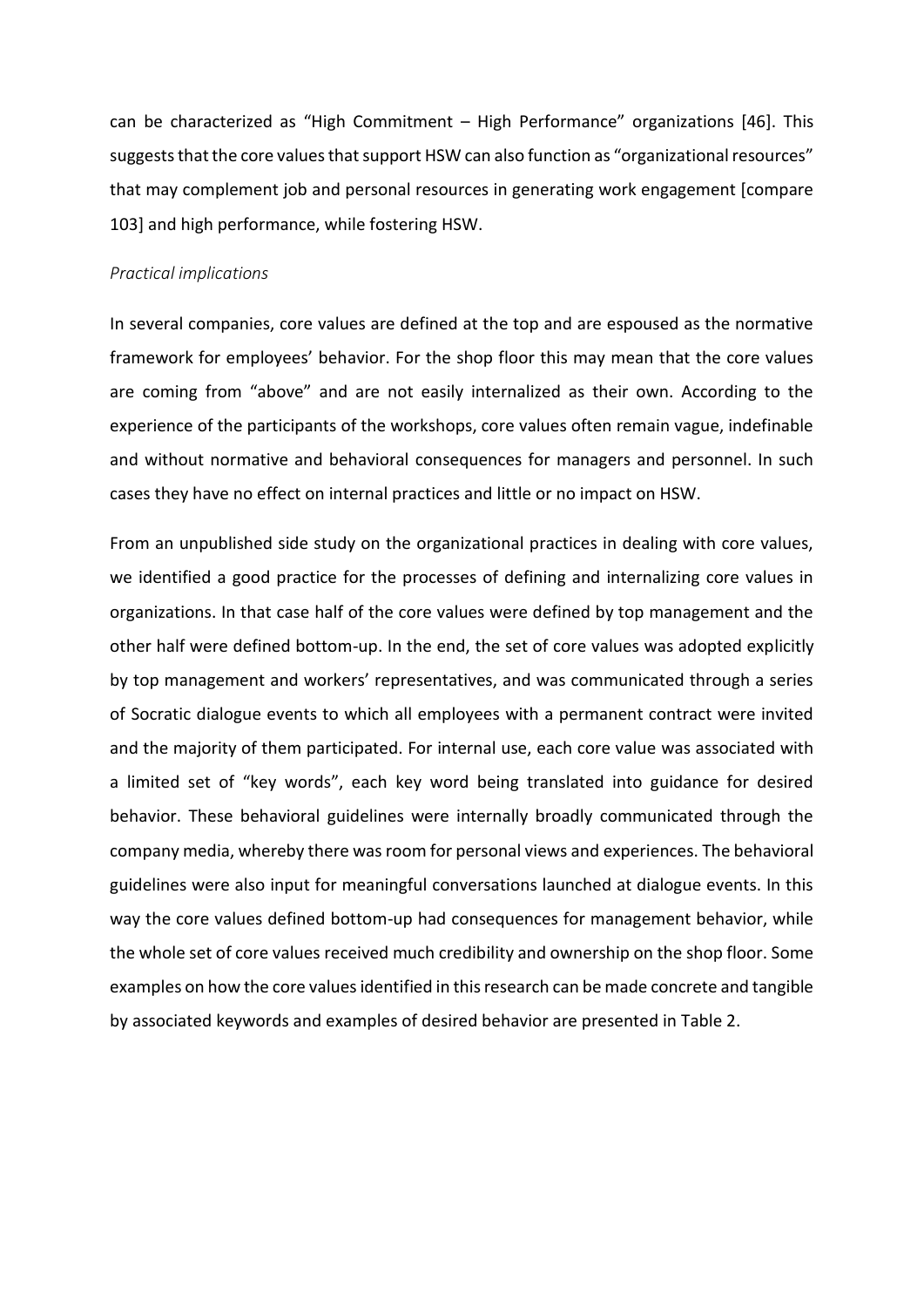can be characterized as "High Commitment – High Performance" organizations [46]. This suggests that the core values that support HSW can also function as "organizational resources" that may complement job and personal resources in generating work engagement [compare 103] and high performance, while fostering HSW.

*Practical implications*

In several companies, core values are defined at the top and are espoused as the normative framework for employees' behavior. For the shop floor this may mean that the core values are coming from "above" and are not easily internalized as their own. According to the experience of the participants of the workshops, core values often remain vague, indefinable and without normative and behavioral consequences for managers and personnel. In such cases they have no effect on internal practices and little or no impact on HSW.

From an unpublished side study on the organizational practices in dealing with core values, we identified a good practice for the processes of defining and internalizing core values in organizations. In that case half of the core values were defined by top management and the other half were defined bottom-up. In the end, the set of core values was adopted explicitly by top management and workers' representatives, and was communicated through a series of Socratic dialogue events to which all employees with a permanent contract were invited and the majority of them participated. For internal use, each core value was associated with a limited set of "key words", each key word being translated into guidance for desired behavior. These behavioral guidelines were internally broadly communicated through the company media, whereby there was room for personal views and experiences. The behavioral guidelines were also input for meaningful conversations launched at dialogue events. In this way the core values defined bottom-up had consequences for management behavior, while the whole set of core values received much credibility and ownership on the shop floor. Some examples on how the core values identified in this research can be made concrete and tangible by associated keywords and examples of desired behavior are presented in Table 2.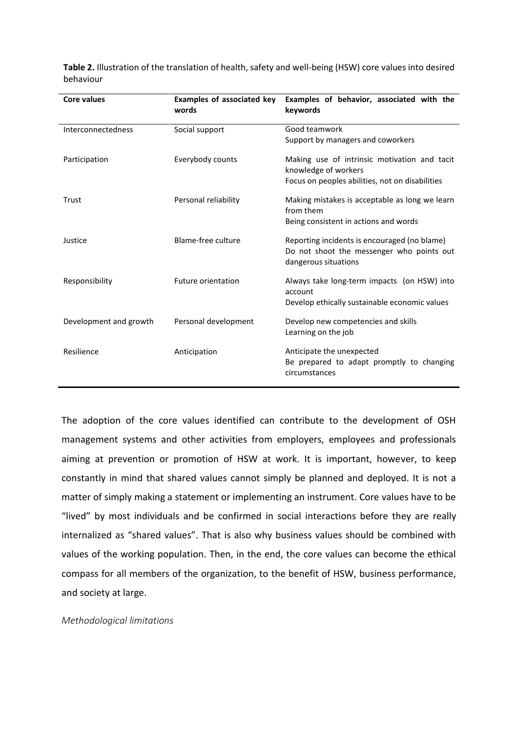**Table 2.** Illustration of the translation of health, safety and well-being (HSW) core values into desired behaviour

| Core values | Examples of associated key words | Examples of behavior, associated with the keywords |
|---|---|---|
| Interconnectedness | Social support | Good teamwork<br>Support by managers and coworkers |
| Participation | Everybody counts | Making use of intrinsic motivation and tacit knowledge of workers<br>Focus on peoples abilities, not on disabilities |
| Trust | Personal reliability | Making mistakes is acceptable as long we learn from them<br>Being consistent in actions and words |
| Justice | Blame-free culture | Reporting incidents is encouraged (no blame)<br>Do not shoot the messenger who points out dangerous situations |
| Responsibility | Future orientation | Always take long-term impacts (on HSW) into account<br>Develop ethically sustainable economic values |
| Development and growth | Personal development | Develop new competencies and skills<br>Learning on the job |
| Resilience | Anticipation | Anticipate the unexpected<br>Be prepared to adapt promptly to changing circumstances |

The adoption of the core values identified can contribute to the development of OSH management systems and other activities from employers, employees and professionals aiming at prevention or promotion of HSW at work. It is important, however, to keep constantly in mind that shared values cannot simply be planned and deployed. It is not a matter of simply making a statement or implementing an instrument. Core values have to be "lived" by most individuals and be confirmed in social interactions before they are really internalized as "shared values". That is also why business values should be combined with values of the working population. Then, in the end, the core values can become the ethical compass for all members of the organization, to the benefit of HSW, business performance, and society at large.

*Methodological limitations*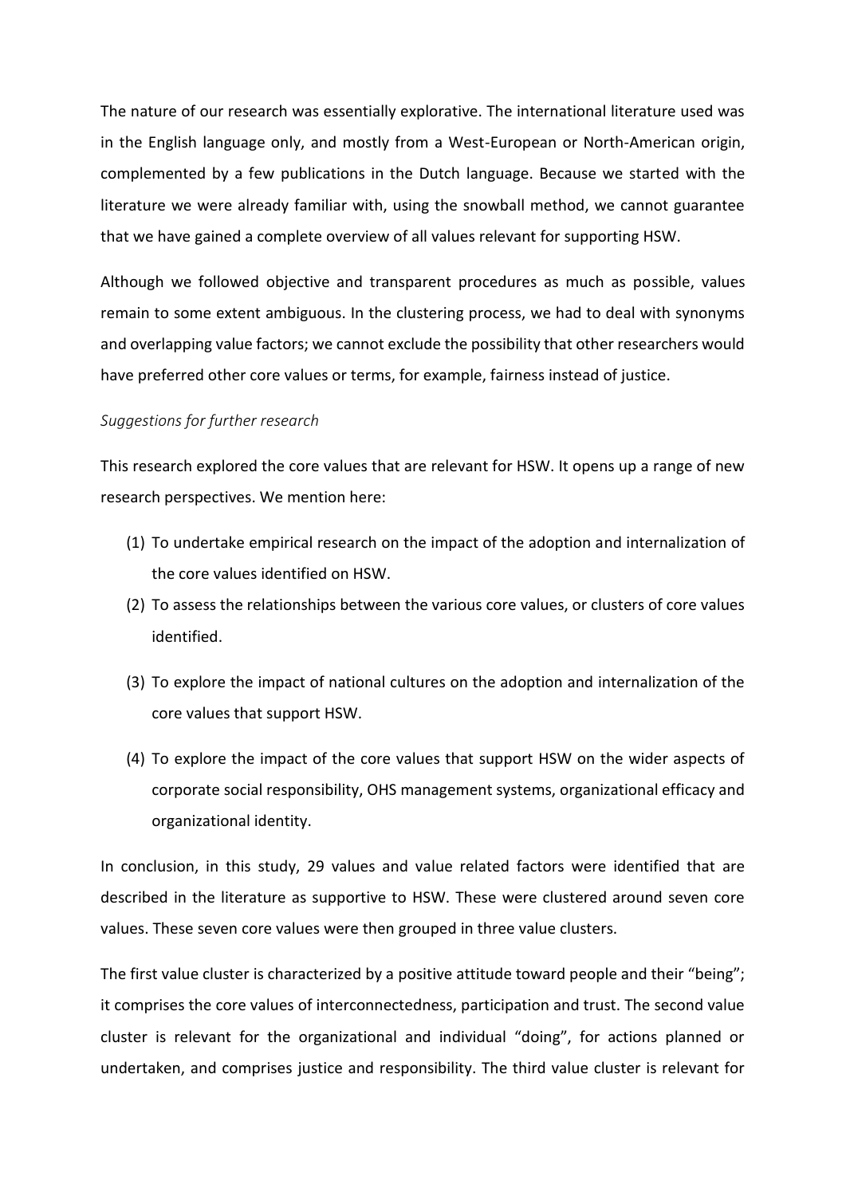The nature of our research was essentially explorative. The international literature used was in the English language only, and mostly from a West-European or North-American origin, complemented by a few publications in the Dutch language. Because we started with the literature we were already familiar with, using the snowball method, we cannot guarantee that we have gained a complete overview of all values relevant for supporting HSW.

Although we followed objective and transparent procedures as much as possible, values remain to some extent ambiguous. In the clustering process, we had to deal with synonyms and overlapping value factors; we cannot exclude the possibility that other researchers would have preferred other core values or terms, for example, fairness instead of justice.

*Suggestions for further research*

This research explored the core values that are relevant for HSW. It opens up a range of new research perspectives. We mention here:

(1) To undertake empirical research on the impact of the adoption and internalization of the core values identified on HSW.
(2) To assess the relationships between the various core values, or clusters of core values identified.
(3) To explore the impact of national cultures on the adoption and internalization of the core values that support HSW.
(4) To explore the impact of the core values that support HSW on the wider aspects of corporate social responsibility, OHS management systems, organizational efficacy and organizational identity.

In conclusion, in this study, 29 values and value related factors were identified that are described in the literature as supportive to HSW. These were clustered around seven core values. These seven core values were then grouped in three value clusters.

The first value cluster is characterized by a positive attitude toward people and their "being"; it comprises the core values of interconnectedness, participation and trust. The second value cluster is relevant for the organizational and individual "doing", for actions planned or undertaken, and comprises justice and responsibility. The third value cluster is relevant for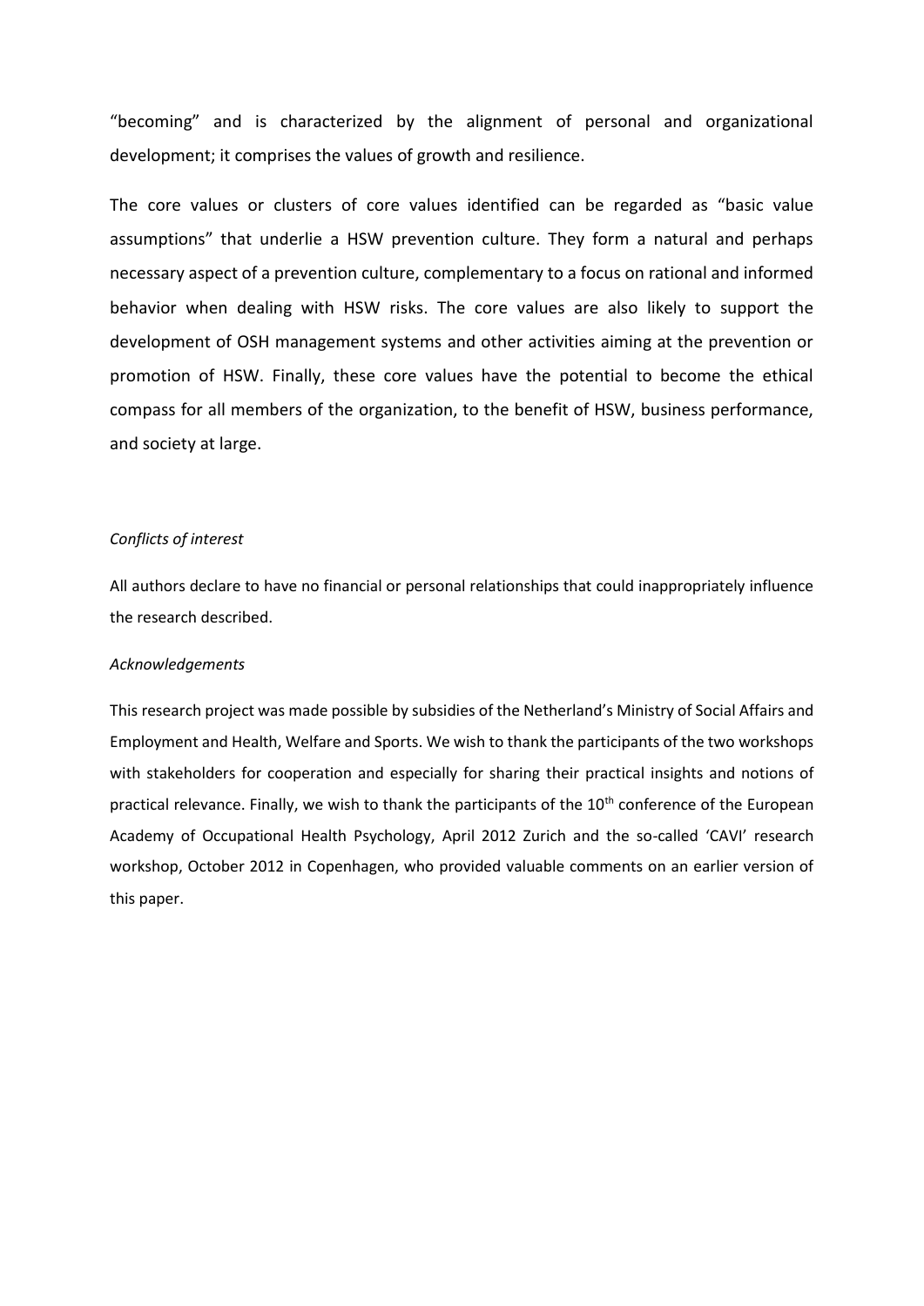"becoming" and is characterized by the alignment of personal and organizational development; it comprises the values of growth and resilience.

The core values or clusters of core values identified can be regarded as "basic value assumptions" that underlie a HSW prevention culture. They form a natural and perhaps necessary aspect of a prevention culture, complementary to a focus on rational and informed behavior when dealing with HSW risks. The core values are also likely to support the development of OSH management systems and other activities aiming at the prevention or promotion of HSW. Finally, these core values have the potential to become the ethical compass for all members of the organization, to the benefit of HSW, business performance, and society at large.

*Conflicts of interest*

All authors declare to have no financial or personal relationships that could inappropriately influence the research described.

*Acknowledgements*

This research project was made possible by subsidies of the Netherland's Ministry of Social Affairs and Employment and Health, Welfare and Sports. We wish to thank the participants of the two workshops with stakeholders for cooperation and especially for sharing their practical insights and notions of practical relevance. Finally, we wish to thank the participants of the 10th conference of the European Academy of Occupational Health Psychology, April 2012 Zurich and the so-called 'CAVI' research workshop, October 2012 in Copenhagen, who provided valuable comments on an earlier version of this paper.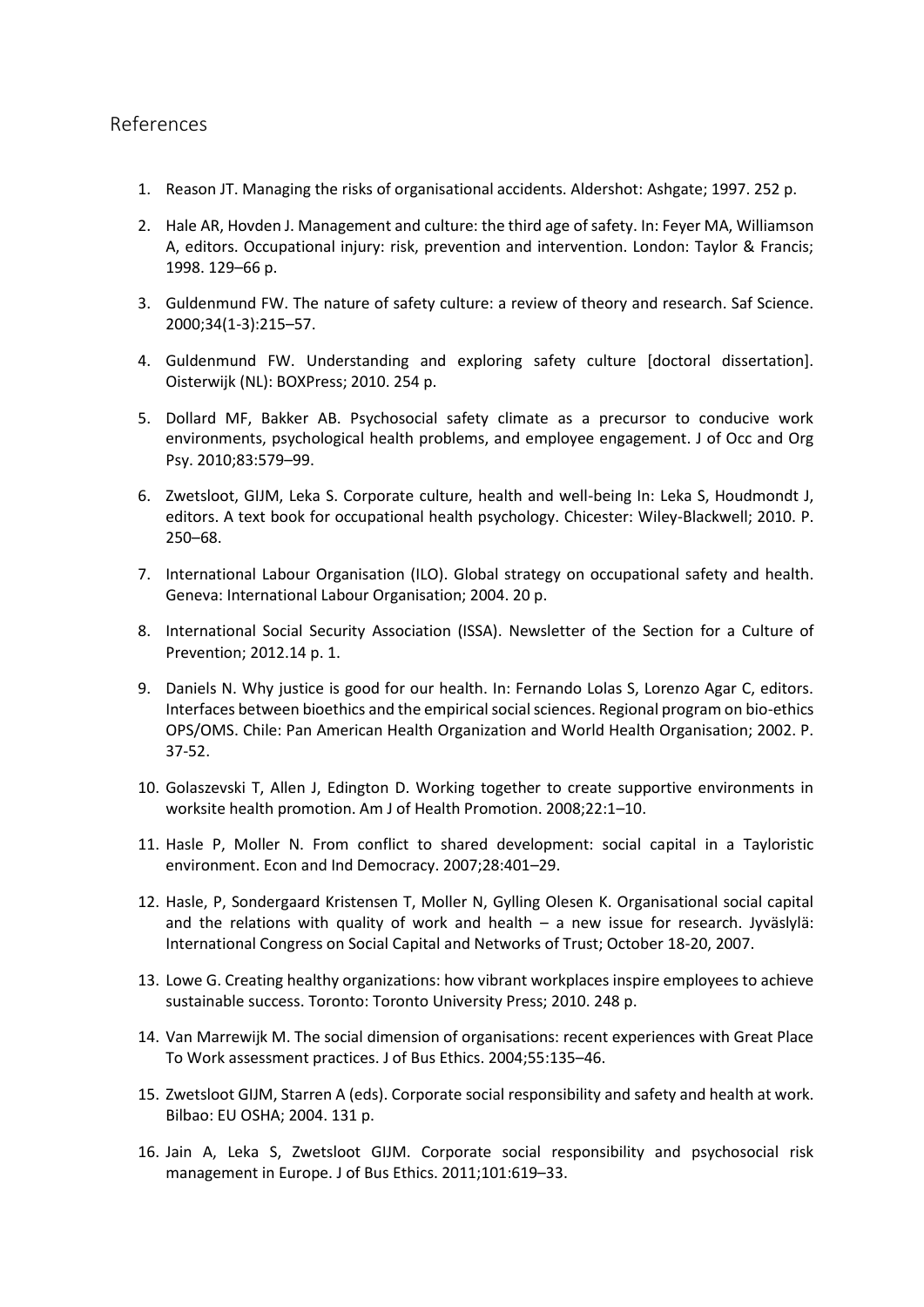## References

1. Reason JT. Managing the risks of organisational accidents. Aldershot: Ashgate; 1997. 252 p.
2. Hale AR, Hovden J. Management and culture: the third age of safety. In: Feyer MA, Williamson A, editors. Occupational injury: risk, prevention and intervention. London: Taylor & Francis; 1998. 129–66 p.
3. Guldenmund FW. The nature of safety culture: a review of theory and research. Saf Science. 2000;34(1-3):215–57.
4. Guldenmund FW. Understanding and exploring safety culture [doctoral dissertation]. Oisterwijk (NL): BOXPress; 2010. 254 p.
5. Dollard MF, Bakker AB. Psychosocial safety climate as a precursor to conducive work environments, psychological health problems, and employee engagement. J of Occ and Org Psy. 2010;83:579–99.
6. Zwetsloot, GIJM, Leka S. Corporate culture, health and well-being In: Leka S, Houdmondt J, editors. A text book for occupational health psychology. Chicester: Wiley-Blackwell; 2010. P. 250–68.
7. International Labour Organisation (ILO). Global strategy on occupational safety and health. Geneva: International Labour Organisation; 2004. 20 p.
8. International Social Security Association (ISSA). Newsletter of the Section for a Culture of Prevention; 2012.14 p. 1.
9. Daniels N. Why justice is good for our health. In: Fernando Lolas S, Lorenzo Agar C, editors. Interfaces between bioethics and the empirical social sciences. Regional program on bio-ethics OPS/OMS. Chile: Pan American Health Organization and World Health Organisation; 2002. P. 37-52.
10. Golaszevski T, Allen J, Edington D. Working together to create supportive environments in worksite health promotion. Am J of Health Promotion. 2008;22:1–10.
11. Hasle P, Moller N. From conflict to shared development: social capital in a Tayloristic environment. Econ and Ind Democracy. 2007;28:401–29.
12. Hasle, P, Sondergaard Kristensen T, Moller N, Gylling Olesen K. Organisational social capital and the relations with quality of work and health – a new issue for research. Jyväslylä: International Congress on Social Capital and Networks of Trust; October 18-20, 2007.
13. Lowe G. Creating healthy organizations: how vibrant workplaces inspire employees to achieve sustainable success. Toronto: Toronto University Press; 2010. 248 p.
14. Van Marrewijk M. The social dimension of organisations: recent experiences with Great Place To Work assessment practices. J of Bus Ethics. 2004;55:135–46.
15. Zwetsloot GIJM, Starren A (eds). Corporate social responsibility and safety and health at work. Bilbao: EU OSHA; 2004. 131 p.
16. Jain A, Leka S, Zwetsloot GIJM. Corporate social responsibility and psychosocial risk management in Europe. J of Bus Ethics. 2011;101:619–33.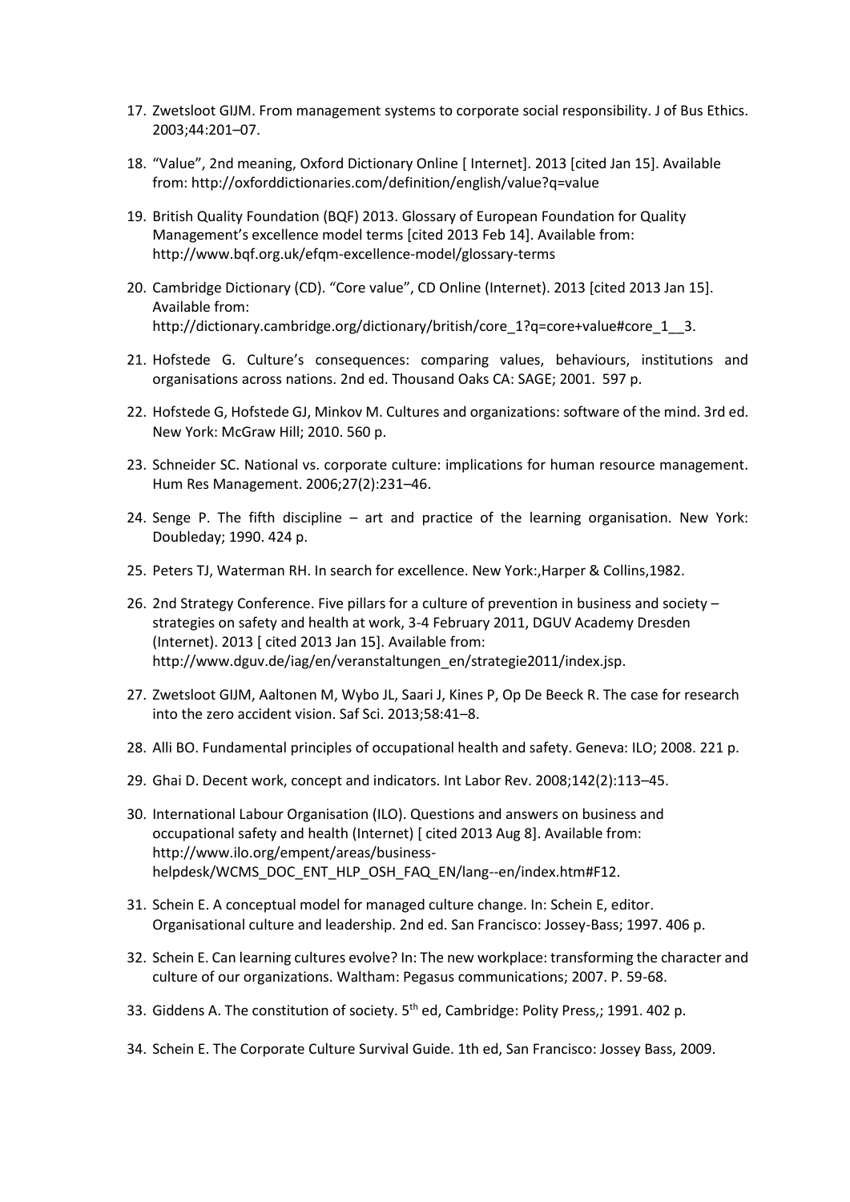17. Zwetsloot GIJM. From management systems to corporate social responsibility. J of Bus Ethics. 2003;44:201–07.

18. "Value", 2nd meaning, Oxford Dictionary Online [ Internet]. 2013 [cited Jan 15]. Available from: http://oxforddictionaries.com/definition/english/value?q=value

19. British Quality Foundation (BQF) 2013. Glossary of European Foundation for Quality Management's excellence model terms [cited 2013 Feb 14]. Available from: http://www.bqf.org.uk/efqm-excellence-model/glossary-terms

20. Cambridge Dictionary (CD). "Core value", CD Online (Internet). 2013 [cited 2013 Jan 15]. Available from: http://dictionary.cambridge.org/dictionary/british/core_1?q=core+value#core_1__3.

21. Hofstede G. Culture's consequences: comparing values, behaviours, institutions and organisations across nations. 2nd ed. Thousand Oaks CA: SAGE; 2001. 597 p.

22. Hofstede G, Hofstede GJ, Minkov M. Cultures and organizations: software of the mind. 3rd ed. New York: McGraw Hill; 2010. 560 p.

23. Schneider SC. National vs. corporate culture: implications for human resource management. Hum Res Management. 2006;27(2):231–46.

24. Senge P. The fifth discipline – art and practice of the learning organisation. New York: Doubleday; 1990. 424 p.

25. Peters TJ, Waterman RH. In search for excellence. New York:,Harper & Collins,1982.

26. 2nd Strategy Conference. Five pillars for a culture of prevention in business and society – strategies on safety and health at work, 3-4 February 2011, DGUV Academy Dresden (Internet). 2013 [ cited 2013 Jan 15]. Available from: http://www.dguv.de/iag/en/veranstaltungen_en/strategie2011/index.jsp.

27. Zwetsloot GIJM, Aaltonen M, Wybo JL, Saari J, Kines P, Op De Beeck R. The case for research into the zero accident vision. Saf Sci. 2013;58:41–8.

28. Alli BO. Fundamental principles of occupational health and safety. Geneva: ILO; 2008. 221 p.

29. Ghai D. Decent work, concept and indicators. Int Labor Rev. 2008;142(2):113–45.

30. International Labour Organisation (ILO). Questions and answers on business and occupational safety and health (Internet) [ cited 2013 Aug 8]. Available from: http://www.ilo.org/empent/areas/business-helpdesk/WCMS_DOC_ENT_HLP_OSH_FAQ_EN/lang--en/index.htm#F12.

31. Schein E. A conceptual model for managed culture change. In: Schein E, editor. Organisational culture and leadership. 2nd ed. San Francisco: Jossey-Bass; 1997. 406 p.

32. Schein E. Can learning cultures evolve? In: The new workplace: transforming the character and culture of our organizations. Waltham: Pegasus communications; 2007. P. 59-68.

33. Giddens A. The constitution of society. 5th ed, Cambridge: Polity Press,; 1991. 402 p.

34. Schein E. The Corporate Culture Survival Guide. 1th ed, San Francisco: Jossey Bass, 2009.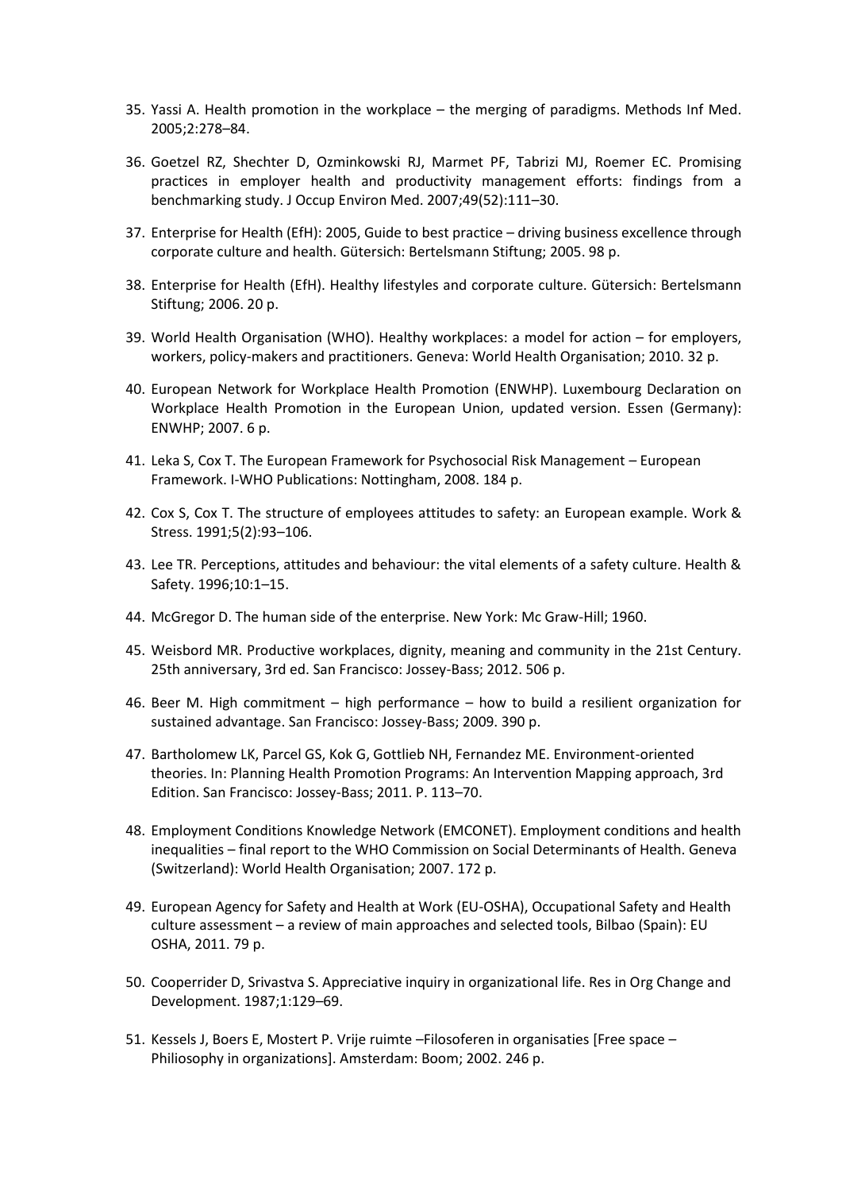35. Yassi A. Health promotion in the workplace – the merging of paradigms. Methods Inf Med. 2005;2:278–84.

36. Goetzel RZ, Shechter D, Ozminkowski RJ, Marmet PF, Tabrizi MJ, Roemer EC. Promising practices in employer health and productivity management efforts: findings from a benchmarking study. J Occup Environ Med. 2007;49(52):111–30.

37. Enterprise for Health (EfH): 2005, Guide to best practice – driving business excellence through corporate culture and health. Gütersich: Bertelsmann Stiftung; 2005. 98 p.

38. Enterprise for Health (EfH). Healthy lifestyles and corporate culture. Gütersich: Bertelsmann Stiftung; 2006. 20 p.

39. World Health Organisation (WHO). Healthy workplaces: a model for action – for employers, workers, policy-makers and practitioners. Geneva: World Health Organisation; 2010. 32 p.

40. European Network for Workplace Health Promotion (ENWHP). Luxembourg Declaration on Workplace Health Promotion in the European Union, updated version. Essen (Germany): ENWHP; 2007. 6 p.

41. Leka S, Cox T. The European Framework for Psychosocial Risk Management – European Framework. I-WHO Publications: Nottingham, 2008. 184 p.

42. Cox S, Cox T. The structure of employees attitudes to safety: an European example. Work & Stress. 1991;5(2):93–106.

43. Lee TR. Perceptions, attitudes and behaviour: the vital elements of a safety culture. Health & Safety. 1996;10:1–15.

44. McGregor D. The human side of the enterprise. New York: Mc Graw-Hill; 1960.

45. Weisbord MR. Productive workplaces, dignity, meaning and community in the 21st Century. 25th anniversary, 3rd ed. San Francisco: Jossey-Bass; 2012. 506 p.

46. Beer M. High commitment – high performance – how to build a resilient organization for sustained advantage. San Francisco: Jossey-Bass; 2009. 390 p.

47. Bartholomew LK, Parcel GS, Kok G, Gottlieb NH, Fernandez ME. Environment-oriented theories. In: Planning Health Promotion Programs: An Intervention Mapping approach, 3rd Edition. San Francisco: Jossey-Bass; 2011. P. 113–70.

48. Employment Conditions Knowledge Network (EMCONET). Employment conditions and health inequalities – final report to the WHO Commission on Social Determinants of Health. Geneva (Switzerland): World Health Organisation; 2007. 172 p.

49. European Agency for Safety and Health at Work (EU-OSHA), Occupational Safety and Health culture assessment – a review of main approaches and selected tools, Bilbao (Spain): EU OSHA, 2011. 79 p.

50. Cooperrider D, Srivastva S. Appreciative inquiry in organizational life. Res in Org Change and Development. 1987;1:129–69.

51. Kessels J, Boers E, Mostert P. Vrije ruimte –Filosoferen in organisaties [Free space – Philiosophy in organizations]. Amsterdam: Boom; 2002. 246 p.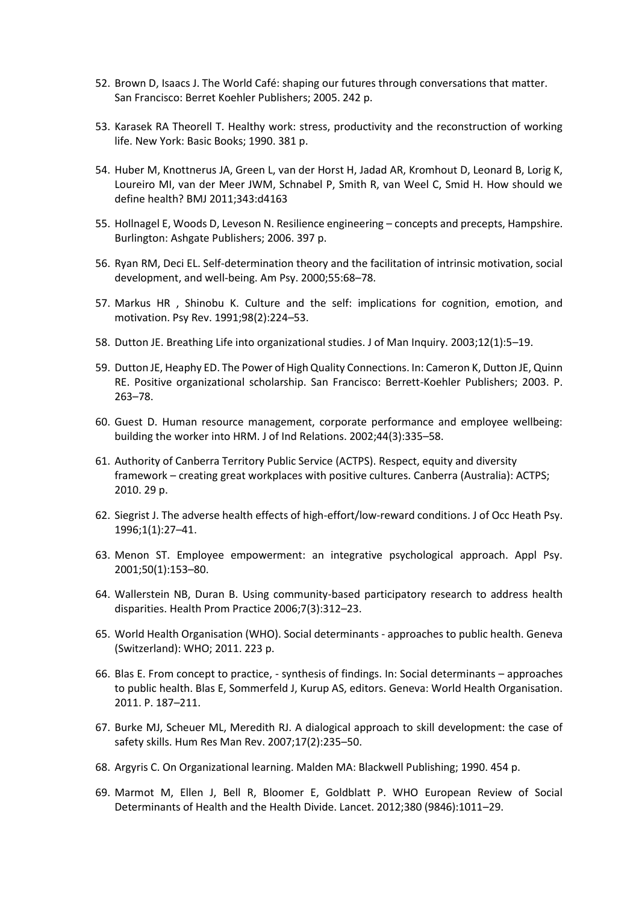52. Brown D, Isaacs J. The World Café: shaping our futures through conversations that matter. San Francisco: Berret Koehler Publishers; 2005. 242 p.

53. Karasek RA Theorell T. Healthy work: stress, productivity and the reconstruction of working life. New York: Basic Books; 1990. 381 p.

54. Huber M, Knottnerus JA, Green L, van der Horst H, Jadad AR, Kromhout D, Leonard B, Lorig K, Loureiro MI, van der Meer JWM, Schnabel P, Smith R, van Weel C, Smid H. How should we define health? BMJ 2011;343:d4163

55. Hollnagel E, Woods D, Leveson N. Resilience engineering – concepts and precepts, Hampshire. Burlington: Ashgate Publishers; 2006. 397 p.

56. Ryan RM, Deci EL. Self-determination theory and the facilitation of intrinsic motivation, social development, and well-being. Am Psy. 2000;55:68–78.

57. Markus HR , Shinobu K. Culture and the self: implications for cognition, emotion, and motivation. Psy Rev. 1991;98(2):224–53.

58. Dutton JE. Breathing Life into organizational studies. J of Man Inquiry. 2003;12(1):5–19.

59. Dutton JE, Heaphy ED. The Power of High Quality Connections. In: Cameron K, Dutton JE, Quinn RE. Positive organizational scholarship. San Francisco: Berrett-Koehler Publishers; 2003. P. 263–78.

60. Guest D. Human resource management, corporate performance and employee wellbeing: building the worker into HRM. J of Ind Relations. 2002;44(3):335–58.

61. Authority of Canberra Territory Public Service (ACTPS). Respect, equity and diversity framework – creating great workplaces with positive cultures. Canberra (Australia): ACTPS; 2010. 29 p.

62. Siegrist J. The adverse health effects of high-effort/low-reward conditions. J of Occ Heath Psy. 1996;1(1):27–41.

63. Menon ST. Employee empowerment: an integrative psychological approach. Appl Psy. 2001;50(1):153–80.

64. Wallerstein NB, Duran B. Using community-based participatory research to address health disparities. Health Prom Practice 2006;7(3):312–23.

65. World Health Organisation (WHO). Social determinants - approaches to public health. Geneva (Switzerland): WHO; 2011. 223 p.

66. Blas E. From concept to practice, - synthesis of findings. In: Social determinants – approaches to public health. Blas E, Sommerfeld J, Kurup AS, editors. Geneva: World Health Organisation. 2011. P. 187–211.

67. Burke MJ, Scheuer ML, Meredith RJ. A dialogical approach to skill development: the case of safety skills. Hum Res Man Rev. 2007;17(2):235–50.

68. Argyris C. On Organizational learning. Malden MA: Blackwell Publishing; 1990. 454 p.

69. Marmot M, Ellen J, Bell R, Bloomer E, Goldblatt P. WHO European Review of Social Determinants of Health and the Health Divide. Lancet. 2012;380 (9846):1011–29.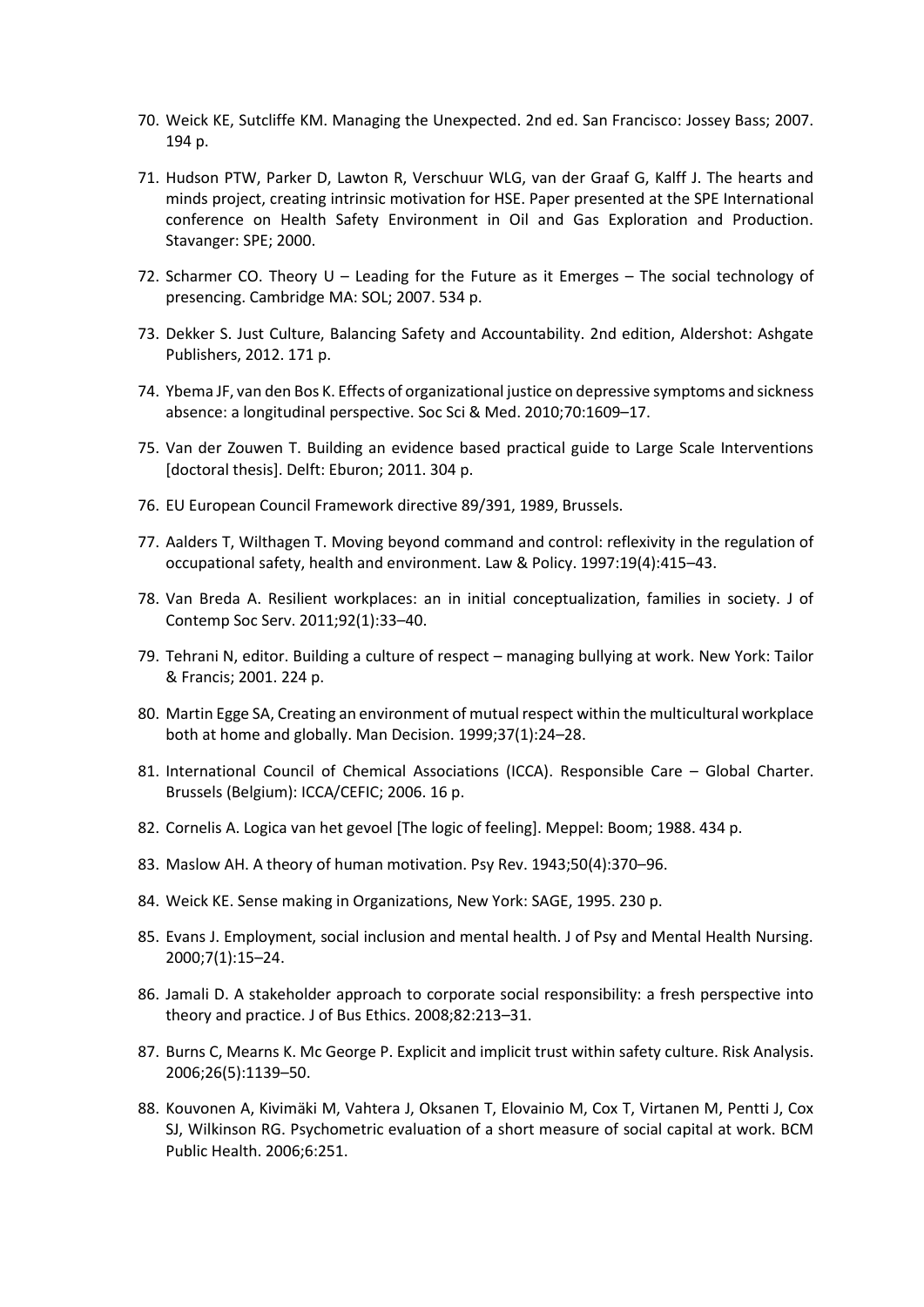70. Weick KE, Sutcliffe KM. Managing the Unexpected. 2nd ed. San Francisco: Jossey Bass; 2007. 194 p.

71. Hudson PTW, Parker D, Lawton R, Verschuur WLG, van der Graaf G, Kalff J. The hearts and minds project, creating intrinsic motivation for HSE. Paper presented at the SPE International conference on Health Safety Environment in Oil and Gas Exploration and Production. Stavanger: SPE; 2000.

72. Scharmer CO. Theory U – Leading for the Future as it Emerges – The social technology of presencing. Cambridge MA: SOL; 2007. 534 p.

73. Dekker S. Just Culture, Balancing Safety and Accountability. 2nd edition, Aldershot: Ashgate Publishers, 2012. 171 p.

74. Ybema JF, van den Bos K. Effects of organizational justice on depressive symptoms and sickness absence: a longitudinal perspective. Soc Sci & Med. 2010;70:1609–17.

75. Van der Zouwen T. Building an evidence based practical guide to Large Scale Interventions [doctoral thesis]. Delft: Eburon; 2011. 304 p.

76. EU European Council Framework directive 89/391, 1989, Brussels.

77. Aalders T, Wilthagen T. Moving beyond command and control: reflexivity in the regulation of occupational safety, health and environment. Law & Policy. 1997:19(4):415–43.

78. Van Breda A. Resilient workplaces: an in initial conceptualization, families in society. J of Contemp Soc Serv. 2011;92(1):33–40.

79. Tehrani N, editor. Building a culture of respect – managing bullying at work. New York: Tailor & Francis; 2001. 224 p.

80. Martin Egge SA, Creating an environment of mutual respect within the multicultural workplace both at home and globally. Man Decision. 1999;37(1):24–28.

81. International Council of Chemical Associations (ICCA). Responsible Care – Global Charter. Brussels (Belgium): ICCA/CEFIC; 2006. 16 p.

82. Cornelis A. Logica van het gevoel [The logic of feeling]. Meppel: Boom; 1988. 434 p.

83. Maslow AH. A theory of human motivation. Psy Rev. 1943;50(4):370–96.

84. Weick KE. Sense making in Organizations, New York: SAGE, 1995. 230 p.

85. Evans J. Employment, social inclusion and mental health. J of Psy and Mental Health Nursing. 2000;7(1):15–24.

86. Jamali D. A stakeholder approach to corporate social responsibility: a fresh perspective into theory and practice. J of Bus Ethics. 2008;82:213–31.

87. Burns C, Mearns K. Mc George P. Explicit and implicit trust within safety culture. Risk Analysis. 2006;26(5):1139–50.

88. Kouvonen A, Kivimäki M, Vahtera J, Oksanen T, Elovainio M, Cox T, Virtanen M, Pentti J, Cox SJ, Wilkinson RG. Psychometric evaluation of a short measure of social capital at work. BCM Public Health. 2006;6:251.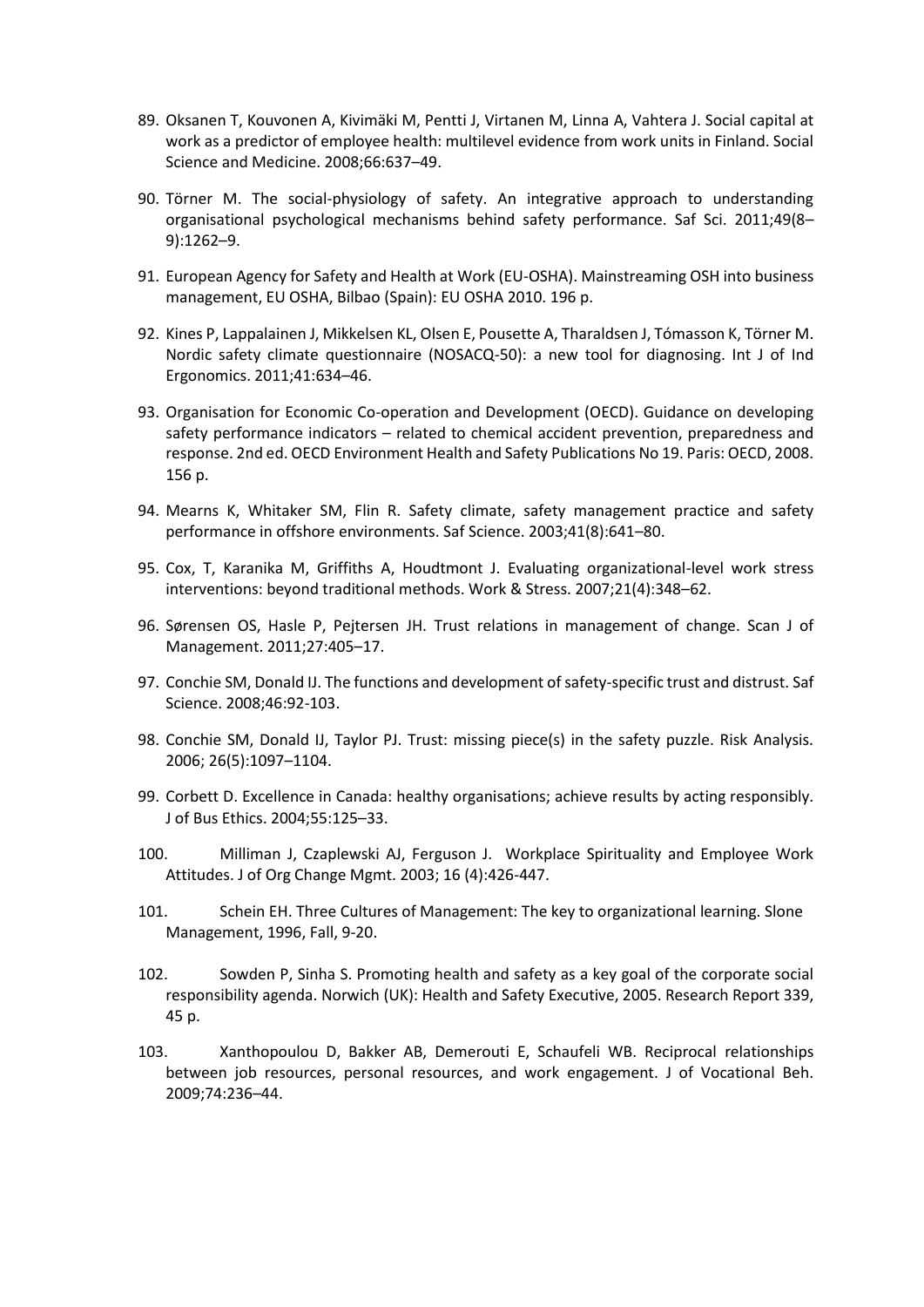89. Oksanen T, Kouvonen A, Kivimäki M, Pentti J, Virtanen M, Linna A, Vahtera J. Social capital at work as a predictor of employee health: multilevel evidence from work units in Finland. Social Science and Medicine. 2008;66:637–49.

90. Törner M. The social-physiology of safety. An integrative approach to understanding organisational psychological mechanisms behind safety performance. Saf Sci. 2011;49(8–9):1262–9.

91. European Agency for Safety and Health at Work (EU-OSHA). Mainstreaming OSH into business management, EU OSHA, Bilbao (Spain): EU OSHA 2010. 196 p.

92. Kines P, Lappalainen J, Mikkelsen KL, Olsen E, Pousette A, Tharaldsen J, Tómasson K, Törner M. Nordic safety climate questionnaire (NOSACQ-50): a new tool for diagnosing. Int J of Ind Ergonomics. 2011;41:634–46.

93. Organisation for Economic Co-operation and Development (OECD). Guidance on developing safety performance indicators – related to chemical accident prevention, preparedness and response. 2nd ed. OECD Environment Health and Safety Publications No 19. Paris: OECD, 2008. 156 p.

94. Mearns K, Whitaker SM, Flin R. Safety climate, safety management practice and safety performance in offshore environments. Saf Science. 2003;41(8):641–80.

95. Cox, T, Karanika M, Griffiths A, Houdtmont J. Evaluating organizational-level work stress interventions: beyond traditional methods. Work & Stress. 2007;21(4):348–62.

96. Sørensen OS, Hasle P, Pejtersen JH. Trust relations in management of change. Scan J of Management. 2011;27:405–17.

97. Conchie SM, Donald IJ. The functions and development of safety-specific trust and distrust. Saf Science. 2008;46:92-103.

98. Conchie SM, Donald IJ, Taylor PJ. Trust: missing piece(s) in the safety puzzle. Risk Analysis. 2006; 26(5):1097–1104.

99. Corbett D. Excellence in Canada: healthy organisations; achieve results by acting responsibly. J of Bus Ethics. 2004;55:125–33.

100. Milliman J, Czaplewski AJ, Ferguson J. Workplace Spirituality and Employee Work Attitudes. J of Org Change Mgmt. 2003; 16 (4):426-447.

101. Schein EH. Three Cultures of Management: The key to organizational learning. Slone Management, 1996, Fall, 9-20.

102. Sowden P, Sinha S. Promoting health and safety as a key goal of the corporate social responsibility agenda. Norwich (UK): Health and Safety Executive, 2005. Research Report 339, 45 p.

103. Xanthopoulou D, Bakker AB, Demerouti E, Schaufeli WB. Reciprocal relationships between job resources, personal resources, and work engagement. J of Vocational Beh. 2009;74:236–44.